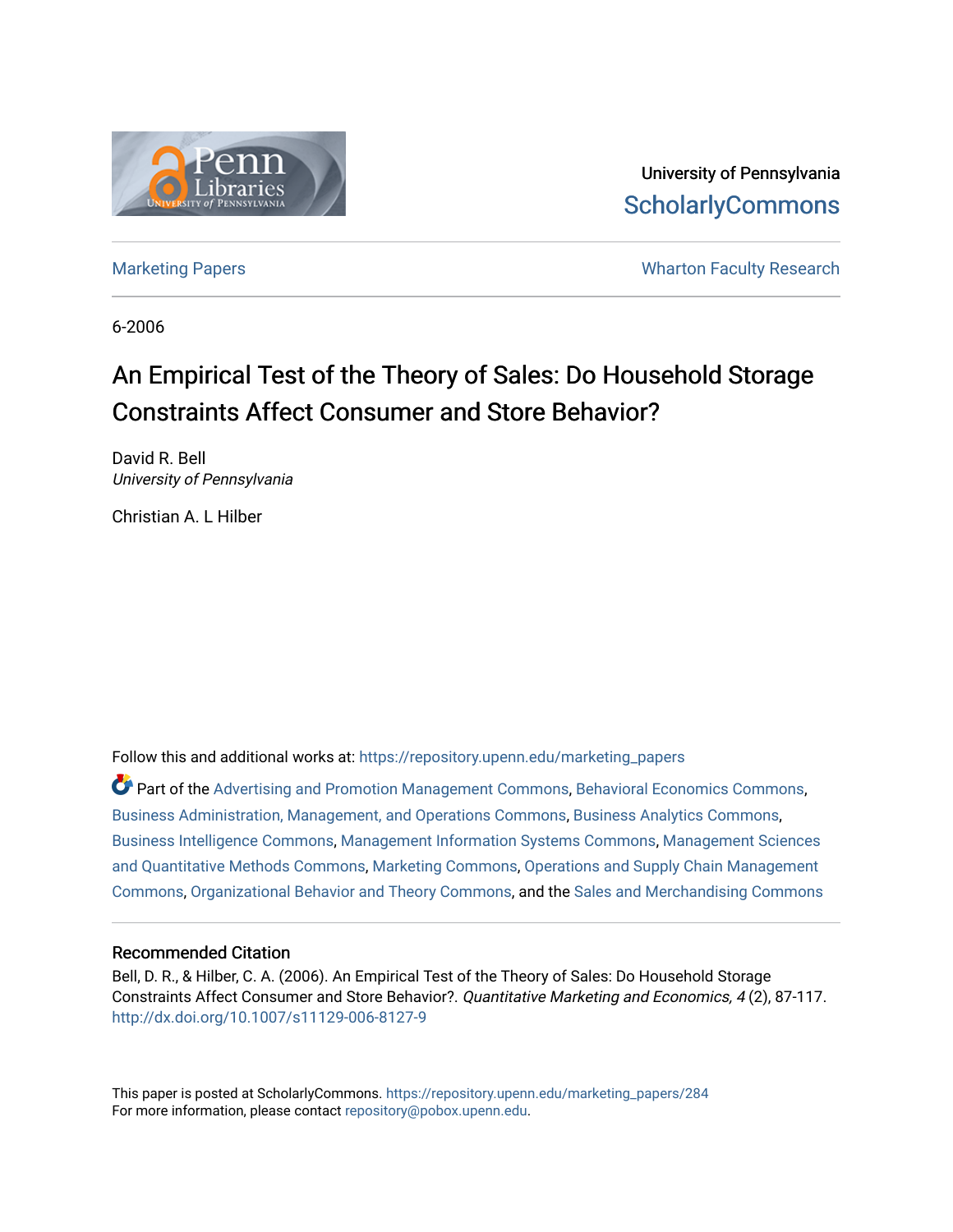University of Pennsylvania
ScholarlyCommons

Marketing Papers | Wharton Faculty Research

6-2006

# An Empirical Test of the Theory of Sales: Do Household Storage Constraints Affect Consumer and Store Behavior?

David R. Bell
*University of Pennsylvania*

Christian A. L Hilber

Follow this and additional works at: https://repository.upenn.edu/marketing_papers

Part of the Advertising and Promotion Management Commons, Behavioral Economics Commons, Business Administration, Management, and Operations Commons, Business Analytics Commons, Business Intelligence Commons, Management Information Systems Commons, Management Sciences and Quantitative Methods Commons, Marketing Commons, Operations and Supply Chain Management Commons, Organizational Behavior and Theory Commons, and the Sales and Merchandising Commons

## Recommended Citation

Bell, D. R., & Hilber, C. A. (2006). An Empirical Test of the Theory of Sales: Do Household Storage Constraints Affect Consumer and Store Behavior?. *Quantitative Marketing and Economics, 4* (2), 87-117. http://dx.doi.org/10.1007/s11129-006-8127-9

This paper is posted at ScholarlyCommons. https://repository.upenn.edu/marketing_papers/284
For more information, please contact repository@pobox.upenn.edu.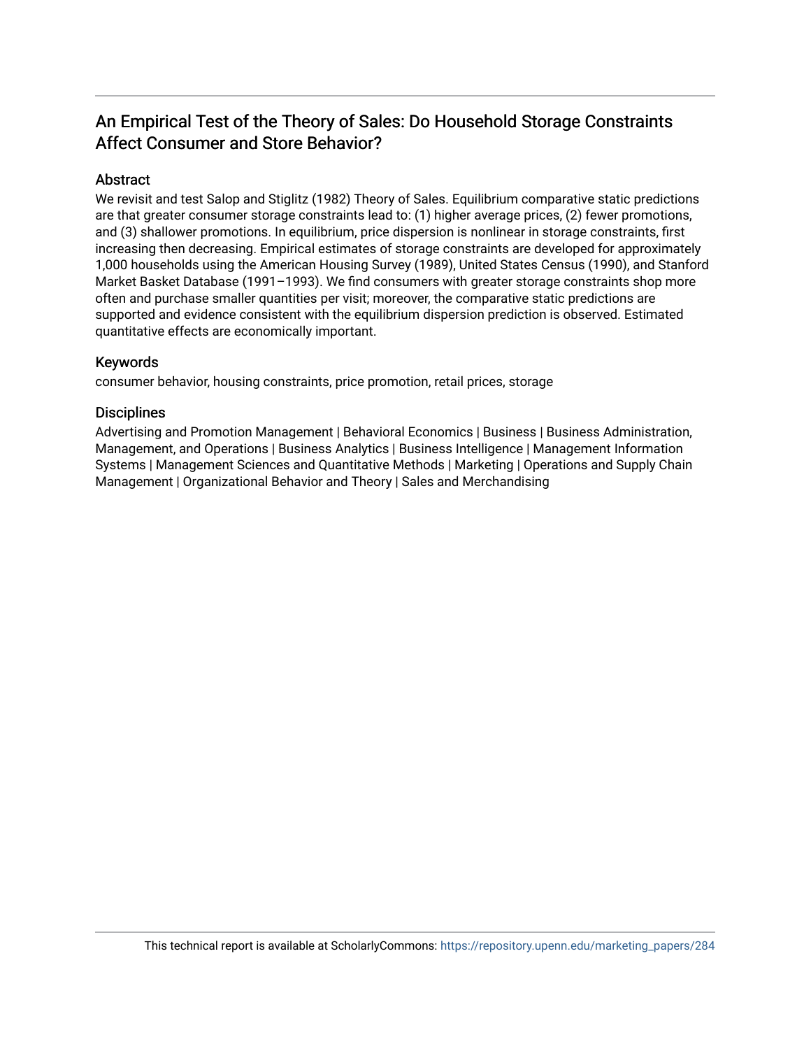# An Empirical Test of the Theory of Sales: Do Household Storage Constraints Affect Consumer and Store Behavior?

## Abstract

We revisit and test Salop and Stiglitz (1982) Theory of Sales. Equilibrium comparative static predictions are that greater consumer storage constraints lead to: (1) higher average prices, (2) fewer promotions, and (3) shallower promotions. In equilibrium, price dispersion is nonlinear in storage constraints, first increasing then decreasing. Empirical estimates of storage constraints are developed for approximately 1,000 households using the American Housing Survey (1989), United States Census (1990), and Stanford Market Basket Database (1991–1993). We find consumers with greater storage constraints shop more often and purchase smaller quantities per visit; moreover, the comparative static predictions are supported and evidence consistent with the equilibrium dispersion prediction is observed. Estimated quantitative effects are economically important.

## Keywords

consumer behavior, housing constraints, price promotion, retail prices, storage

## Disciplines

Advertising and Promotion Management | Behavioral Economics | Business | Business Administration, Management, and Operations | Business Analytics | Business Intelligence | Management Information Systems | Management Sciences and Quantitative Methods | Marketing | Operations and Supply Chain Management | Organizational Behavior and Theory | Sales and Merchandising

This technical report is available at ScholarlyCommons: https://repository.upenn.edu/marketing_papers/284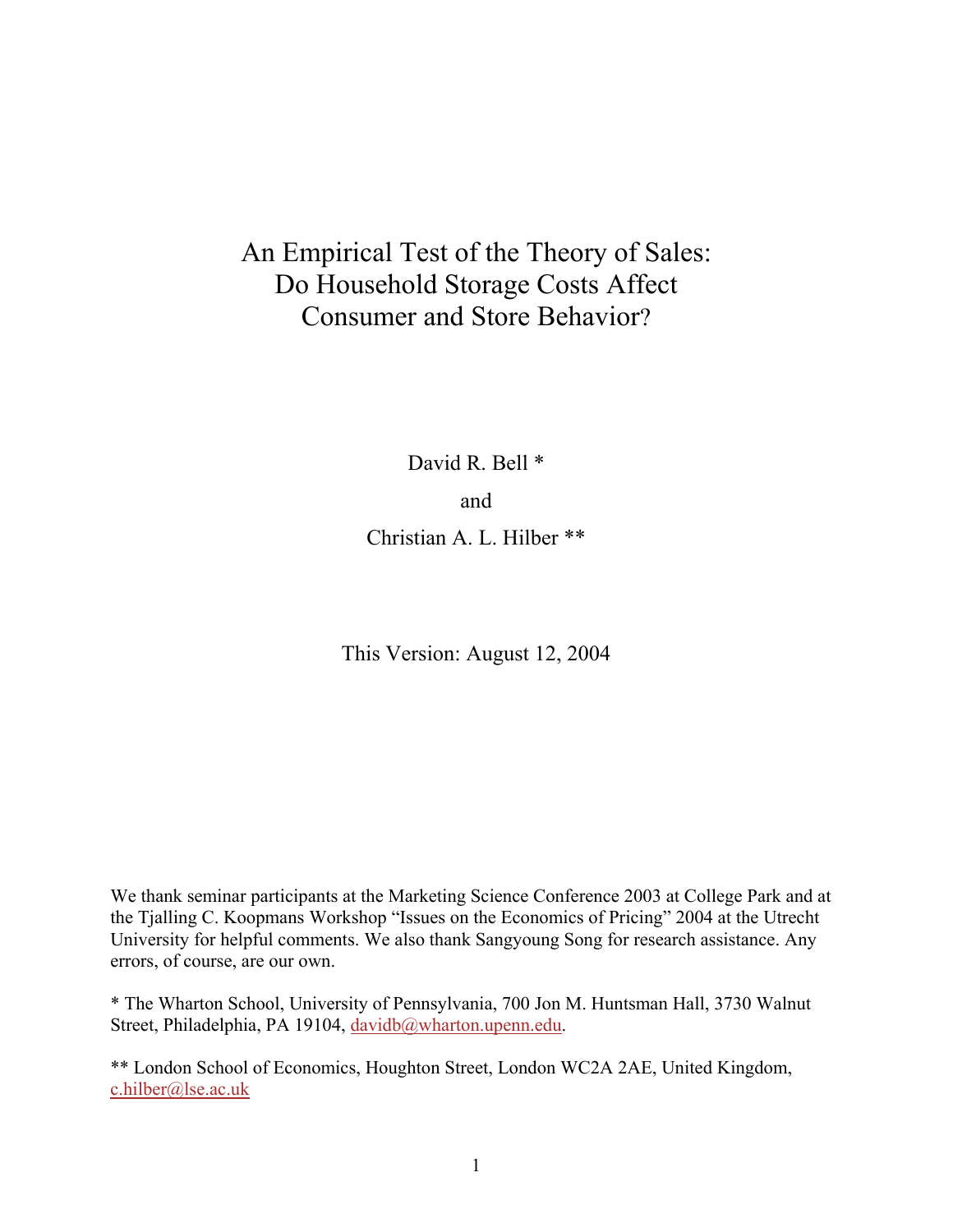# An Empirical Test of the Theory of Sales: Do Household Storage Costs Affect Consumer and Store Behavior?

David R. Bell *

and

Christian A. L. Hilber **

This Version: August 12, 2004

We thank seminar participants at the Marketing Science Conference 2003 at College Park and at the Tjalling C. Koopmans Workshop "Issues on the Economics of Pricing" 2004 at the Utrecht University for helpful comments. We also thank Sangyoung Song for research assistance. Any errors, of course, are our own.

* The Wharton School, University of Pennsylvania, 700 Jon M. Huntsman Hall, 3730 Walnut Street, Philadelphia, PA 19104, davidb@wharton.upenn.edu.

** London School of Economics, Houghton Street, London WC2A 2AE, United Kingdom, c.hilber@lse.ac.uk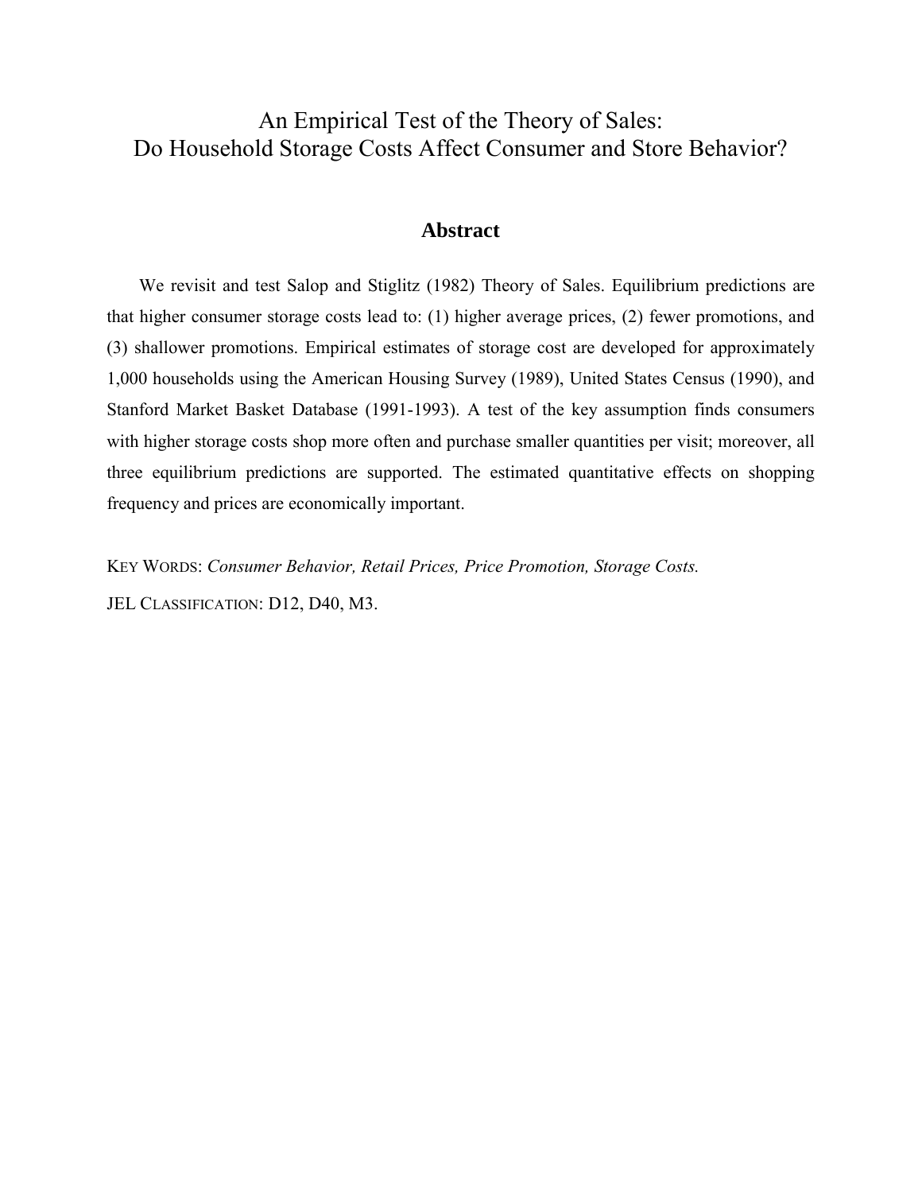# An Empirical Test of the Theory of Sales:
# Do Household Storage Costs Affect Consumer and Store Behavior?

## Abstract

We revisit and test Salop and Stiglitz (1982) Theory of Sales. Equilibrium predictions are that higher consumer storage costs lead to: (1) higher average prices, (2) fewer promotions, and (3) shallower promotions. Empirical estimates of storage cost are developed for approximately 1,000 households using the American Housing Survey (1989), United States Census (1990), and Stanford Market Basket Database (1991-1993). A test of the key assumption finds consumers with higher storage costs shop more often and purchase smaller quantities per visit; moreover, all three equilibrium predictions are supported. The estimated quantitative effects on shopping frequency and prices are economically important.

KEY WORDS: *Consumer Behavior, Retail Prices, Price Promotion, Storage Costs.*

JEL CLASSIFICATION: D12, D40, M3.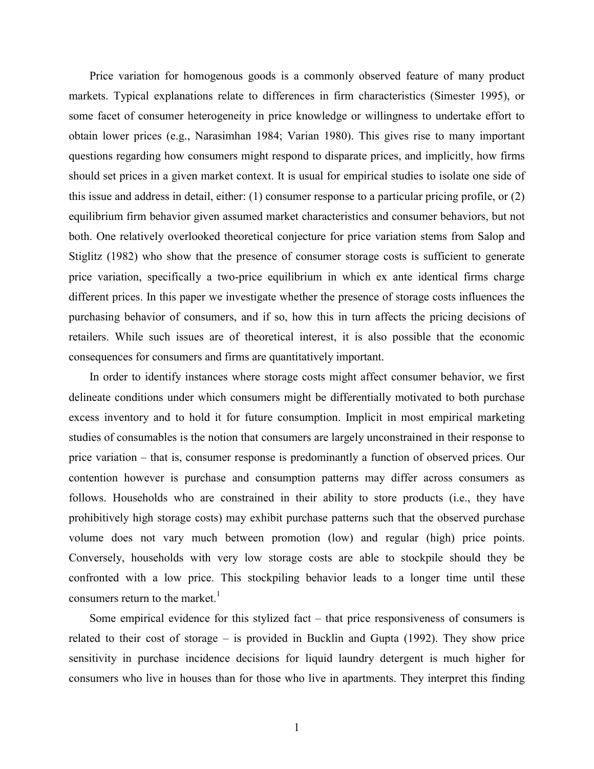Price variation for homogenous goods is a commonly observed feature of many product markets. Typical explanations relate to differences in firm characteristics (Simester 1995), or some facet of consumer heterogeneity in price knowledge or willingness to undertake effort to obtain lower prices (e.g., Narasimhan 1984; Varian 1980). This gives rise to many important questions regarding how consumers might respond to disparate prices, and implicitly, how firms should set prices in a given market context. It is usual for empirical studies to isolate one side of this issue and address in detail, either: (1) consumer response to a particular pricing profile, or (2) equilibrium firm behavior given assumed market characteristics and consumer behaviors, but not both. One relatively overlooked theoretical conjecture for price variation stems from Salop and Stiglitz (1982) who show that the presence of consumer storage costs is sufficient to generate price variation, specifically a two-price equilibrium in which ex ante identical firms charge different prices. In this paper we investigate whether the presence of storage costs influences the purchasing behavior of consumers, and if so, how this in turn affects the pricing decisions of retailers. While such issues are of theoretical interest, it is also possible that the economic consequences for consumers and firms are quantitatively important.

In order to identify instances where storage costs might affect consumer behavior, we first delineate conditions under which consumers might be differentially motivated to both purchase excess inventory and to hold it for future consumption. Implicit in most empirical marketing studies of consumables is the notion that consumers are largely unconstrained in their response to price variation – that is, consumer response is predominantly a function of observed prices. Our contention however is purchase and consumption patterns may differ across consumers as follows. Households who are constrained in their ability to store products (i.e., they have prohibitively high storage costs) may exhibit purchase patterns such that the observed purchase volume does not vary much between promotion (low) and regular (high) price points. Conversely, households with very low storage costs are able to stockpile should they be confronted with a low price. This stockpiling behavior leads to a longer time until these consumers return to the market.[1]

Some empirical evidence for this stylized fact – that price responsiveness of consumers is related to their cost of storage – is provided in Bucklin and Gupta (1992). They show price sensitivity in purchase incidence decisions for liquid laundry detergent is much higher for consumers who live in houses than for those who live in apartments. They interpret this finding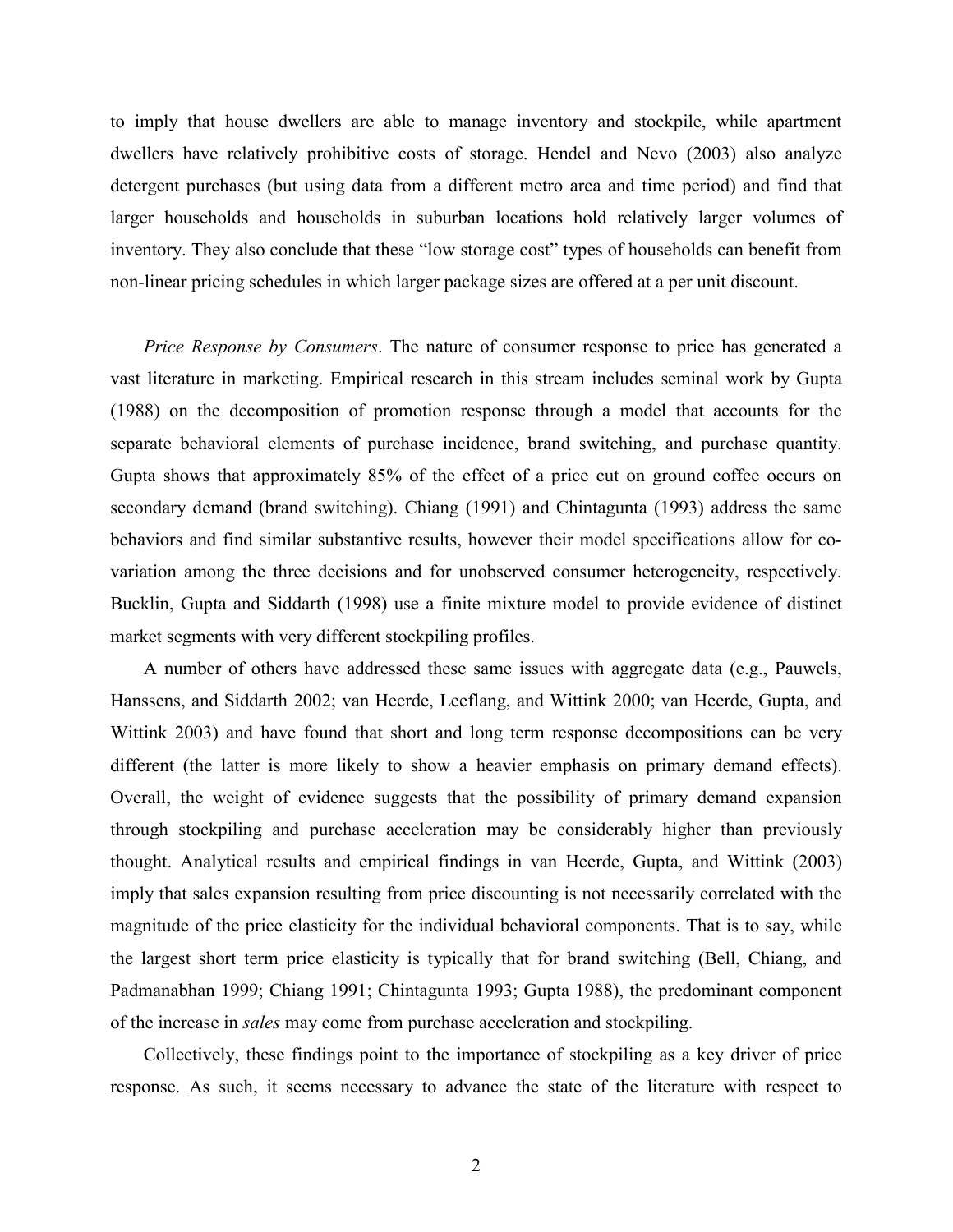to imply that house dwellers are able to manage inventory and stockpile, while apartment dwellers have relatively prohibitive costs of storage. Hendel and Nevo (2003) also analyze detergent purchases (but using data from a different metro area and time period) and find that larger households and households in suburban locations hold relatively larger volumes of inventory. They also conclude that these "low storage cost" types of households can benefit from non-linear pricing schedules in which larger package sizes are offered at a per unit discount.

*Price Response by Consumers*. The nature of consumer response to price has generated a vast literature in marketing. Empirical research in this stream includes seminal work by Gupta (1988) on the decomposition of promotion response through a model that accounts for the separate behavioral elements of purchase incidence, brand switching, and purchase quantity. Gupta shows that approximately 85% of the effect of a price cut on ground coffee occurs on secondary demand (brand switching). Chiang (1991) and Chintagunta (1993) address the same behaviors and find similar substantive results, however their model specifications allow for co-variation among the three decisions and for unobserved consumer heterogeneity, respectively. Bucklin, Gupta and Siddarth (1998) use a finite mixture model to provide evidence of distinct market segments with very different stockpiling profiles.

A number of others have addressed these same issues with aggregate data (e.g., Pauwels, Hanssens, and Siddarth 2002; van Heerde, Leeflang, and Wittink 2000; van Heerde, Gupta, and Wittink 2003) and have found that short and long term response decompositions can be very different (the latter is more likely to show a heavier emphasis on primary demand effects). Overall, the weight of evidence suggests that the possibility of primary demand expansion through stockpiling and purchase acceleration may be considerably higher than previously thought. Analytical results and empirical findings in van Heerde, Gupta, and Wittink (2003) imply that sales expansion resulting from price discounting is not necessarily correlated with the magnitude of the price elasticity for the individual behavioral components. That is to say, while the largest short term price elasticity is typically that for brand switching (Bell, Chiang, and Padmanabhan 1999; Chiang 1991; Chintagunta 1993; Gupta 1988), the predominant component of the increase in *sales* may come from purchase acceleration and stockpiling.

Collectively, these findings point to the importance of stockpiling as a key driver of price response. As such, it seems necessary to advance the state of the literature with respect to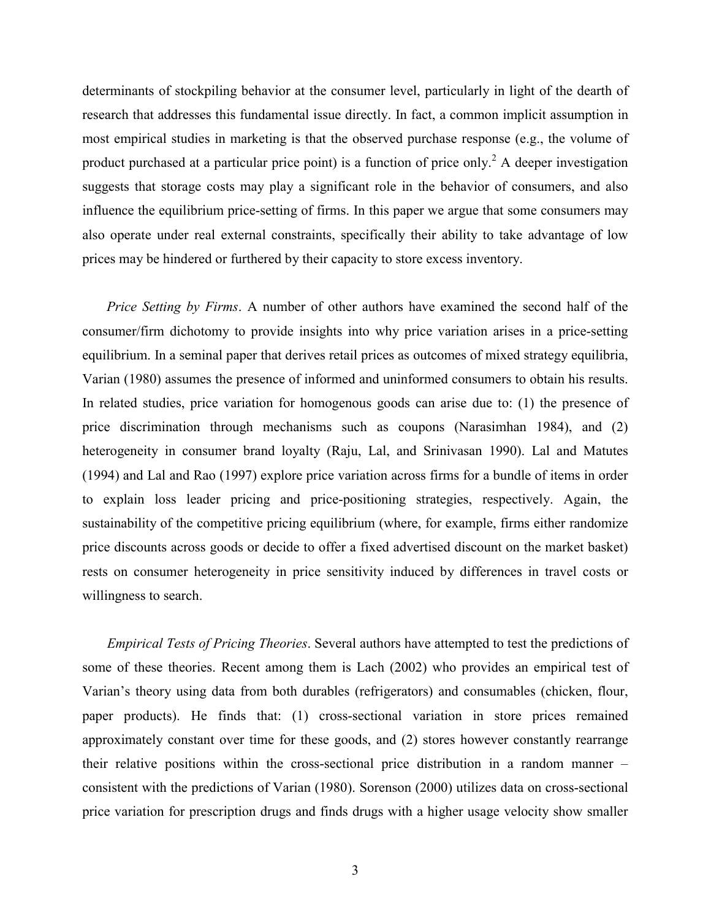determinants of stockpiling behavior at the consumer level, particularly in light of the dearth of research that addresses this fundamental issue directly. In fact, a common implicit assumption in most empirical studies in marketing is that the observed purchase response (e.g., the volume of product purchased at a particular price point) is a function of price only.[2] A deeper investigation suggests that storage costs may play a significant role in the behavior of consumers, and also influence the equilibrium price-setting of firms. In this paper we argue that some consumers may also operate under real external constraints, specifically their ability to take advantage of low prices may be hindered or furthered by their capacity to store excess inventory.

*Price Setting by Firms*. A number of other authors have examined the second half of the consumer/firm dichotomy to provide insights into why price variation arises in a price-setting equilibrium. In a seminal paper that derives retail prices as outcomes of mixed strategy equilibria, Varian (1980) assumes the presence of informed and uninformed consumers to obtain his results. In related studies, price variation for homogenous goods can arise due to: (1) the presence of price discrimination through mechanisms such as coupons (Narasimhan 1984), and (2) heterogeneity in consumer brand loyalty (Raju, Lal, and Srinivasan 1990). Lal and Matutes (1994) and Lal and Rao (1997) explore price variation across firms for a bundle of items in order to explain loss leader pricing and price-positioning strategies, respectively. Again, the sustainability of the competitive pricing equilibrium (where, for example, firms either randomize price discounts across goods or decide to offer a fixed advertised discount on the market basket) rests on consumer heterogeneity in price sensitivity induced by differences in travel costs or willingness to search.

*Empirical Tests of Pricing Theories*. Several authors have attempted to test the predictions of some of these theories. Recent among them is Lach (2002) who provides an empirical test of Varian's theory using data from both durables (refrigerators) and consumables (chicken, flour, paper products). He finds that: (1) cross-sectional variation in store prices remained approximately constant over time for these goods, and (2) stores however constantly rearrange their relative positions within the cross-sectional price distribution in a random manner – consistent with the predictions of Varian (1980). Sorenson (2000) utilizes data on cross-sectional price variation for prescription drugs and finds drugs with a higher usage velocity show smaller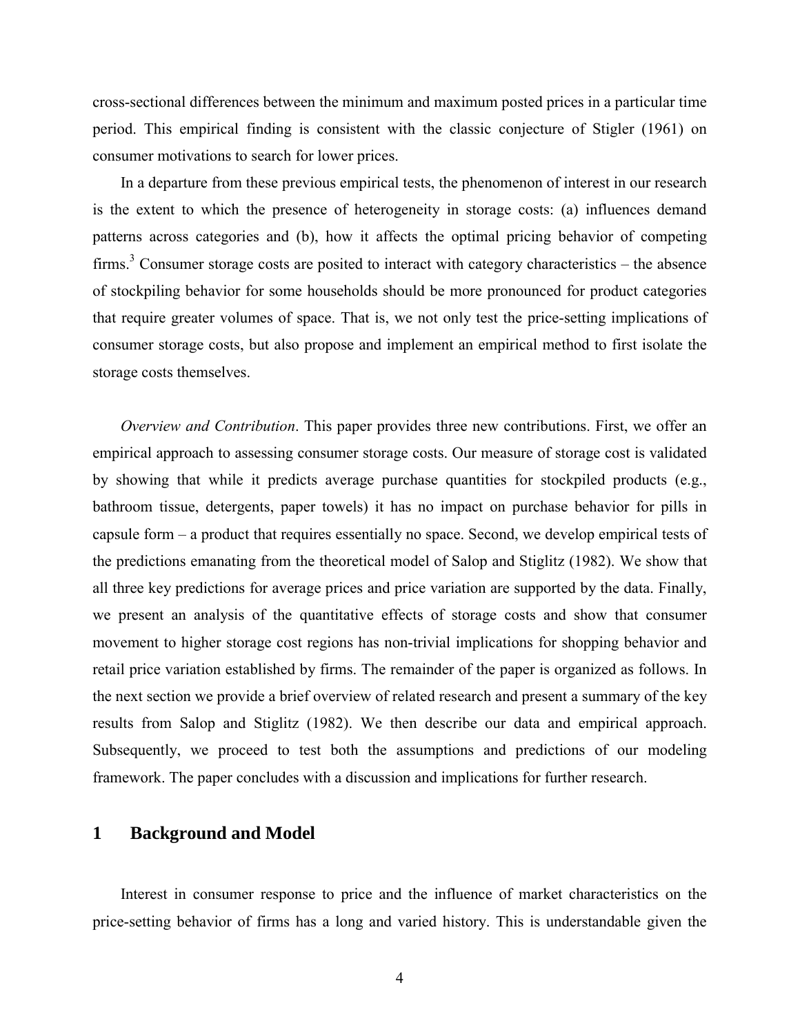cross-sectional differences between the minimum and maximum posted prices in a particular time period. This empirical finding is consistent with the classic conjecture of Stigler (1961) on consumer motivations to search for lower prices.

In a departure from these previous empirical tests, the phenomenon of interest in our research is the extent to which the presence of heterogeneity in storage costs: (a) influences demand patterns across categories and (b), how it affects the optimal pricing behavior of competing firms.[3] Consumer storage costs are posited to interact with category characteristics – the absence of stockpiling behavior for some households should be more pronounced for product categories that require greater volumes of space. That is, we not only test the price-setting implications of consumer storage costs, but also propose and implement an empirical method to first isolate the storage costs themselves.

*Overview and Contribution*. This paper provides three new contributions. First, we offer an empirical approach to assessing consumer storage costs. Our measure of storage cost is validated by showing that while it predicts average purchase quantities for stockpiled products (e.g., bathroom tissue, detergents, paper towels) it has no impact on purchase behavior for pills in capsule form – a product that requires essentially no space. Second, we develop empirical tests of the predictions emanating from the theoretical model of Salop and Stiglitz (1982). We show that all three key predictions for average prices and price variation are supported by the data. Finally, we present an analysis of the quantitative effects of storage costs and show that consumer movement to higher storage cost regions has non-trivial implications for shopping behavior and retail price variation established by firms. The remainder of the paper is organized as follows. In the next section we provide a brief overview of related research and present a summary of the key results from Salop and Stiglitz (1982). We then describe our data and empirical approach. Subsequently, we proceed to test both the assumptions and predictions of our modeling framework. The paper concludes with a discussion and implications for further research.

# 1 Background and Model

Interest in consumer response to price and the influence of market characteristics on the price-setting behavior of firms has a long and varied history. This is understandable given the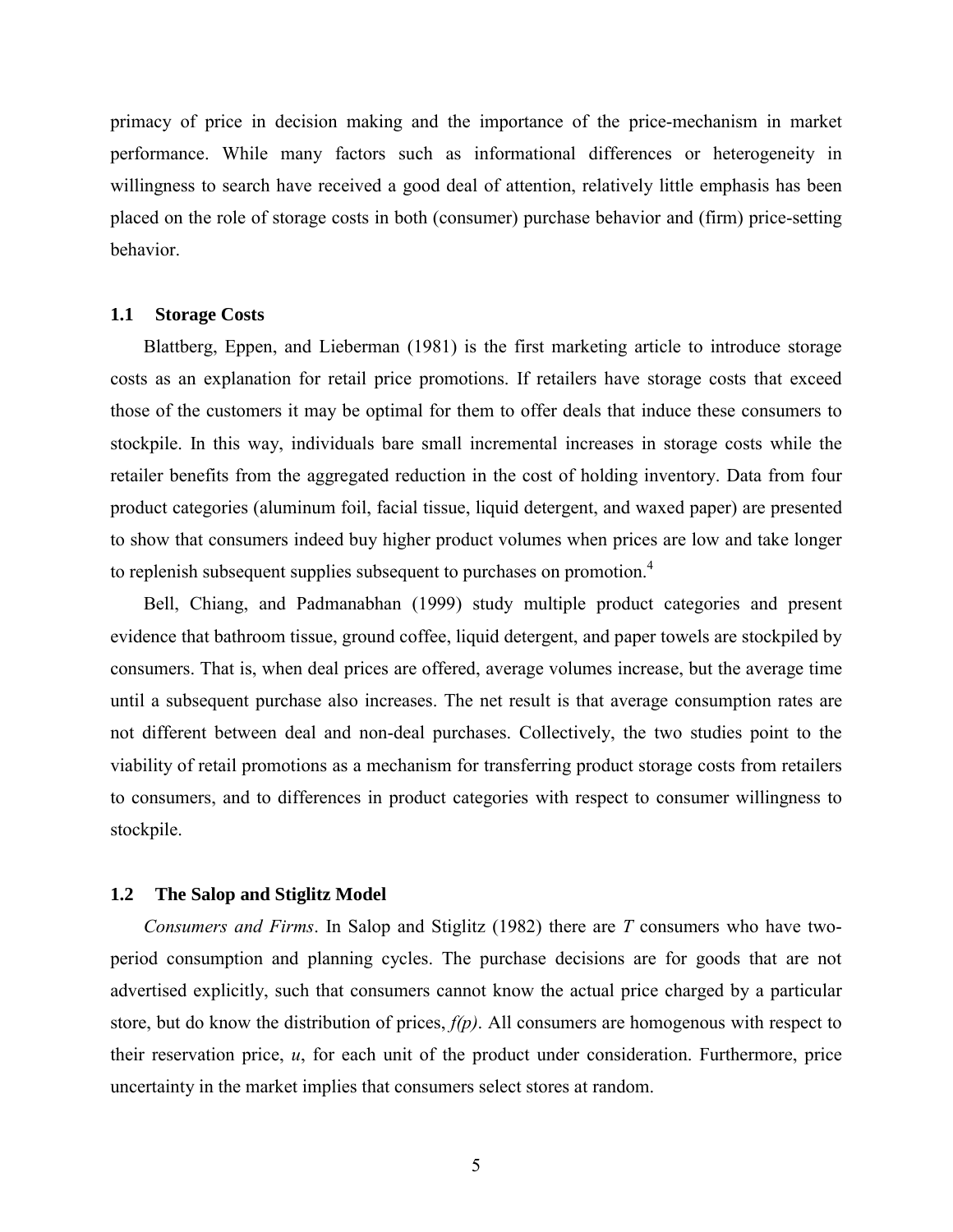primacy of price in decision making and the importance of the price-mechanism in market performance. While many factors such as informational differences or heterogeneity in willingness to search have received a good deal of attention, relatively little emphasis has been placed on the role of storage costs in both (consumer) purchase behavior and (firm) price-setting behavior.

### 1.1 Storage Costs

Blattberg, Eppen, and Lieberman (1981) is the first marketing article to introduce storage costs as an explanation for retail price promotions. If retailers have storage costs that exceed those of the customers it may be optimal for them to offer deals that induce these consumers to stockpile. In this way, individuals bare small incremental increases in storage costs while the retailer benefits from the aggregated reduction in the cost of holding inventory. Data from four product categories (aluminum foil, facial tissue, liquid detergent, and waxed paper) are presented to show that consumers indeed buy higher product volumes when prices are low and take longer to replenish subsequent supplies subsequent to purchases on promotion.[4]

Bell, Chiang, and Padmanabhan (1999) study multiple product categories and present evidence that bathroom tissue, ground coffee, liquid detergent, and paper towels are stockpiled by consumers. That is, when deal prices are offered, average volumes increase, but the average time until a subsequent purchase also increases. The net result is that average consumption rates are not different between deal and non-deal purchases. Collectively, the two studies point to the viability of retail promotions as a mechanism for transferring product storage costs from retailers to consumers, and to differences in product categories with respect to consumer willingness to stockpile.

### 1.2 The Salop and Stiglitz Model

*Consumers and Firms*. In Salop and Stiglitz (1982) there are $T$ consumers who have two-period consumption and planning cycles. The purchase decisions are for goods that are not advertised explicitly, such that consumers cannot know the actual price charged by a particular store, but do know the distribution of prices, $f(p)$. All consumers are homogenous with respect to their reservation price, $u$, for each unit of the product under consideration. Furthermore, price uncertainty in the market implies that consumers select stores at random.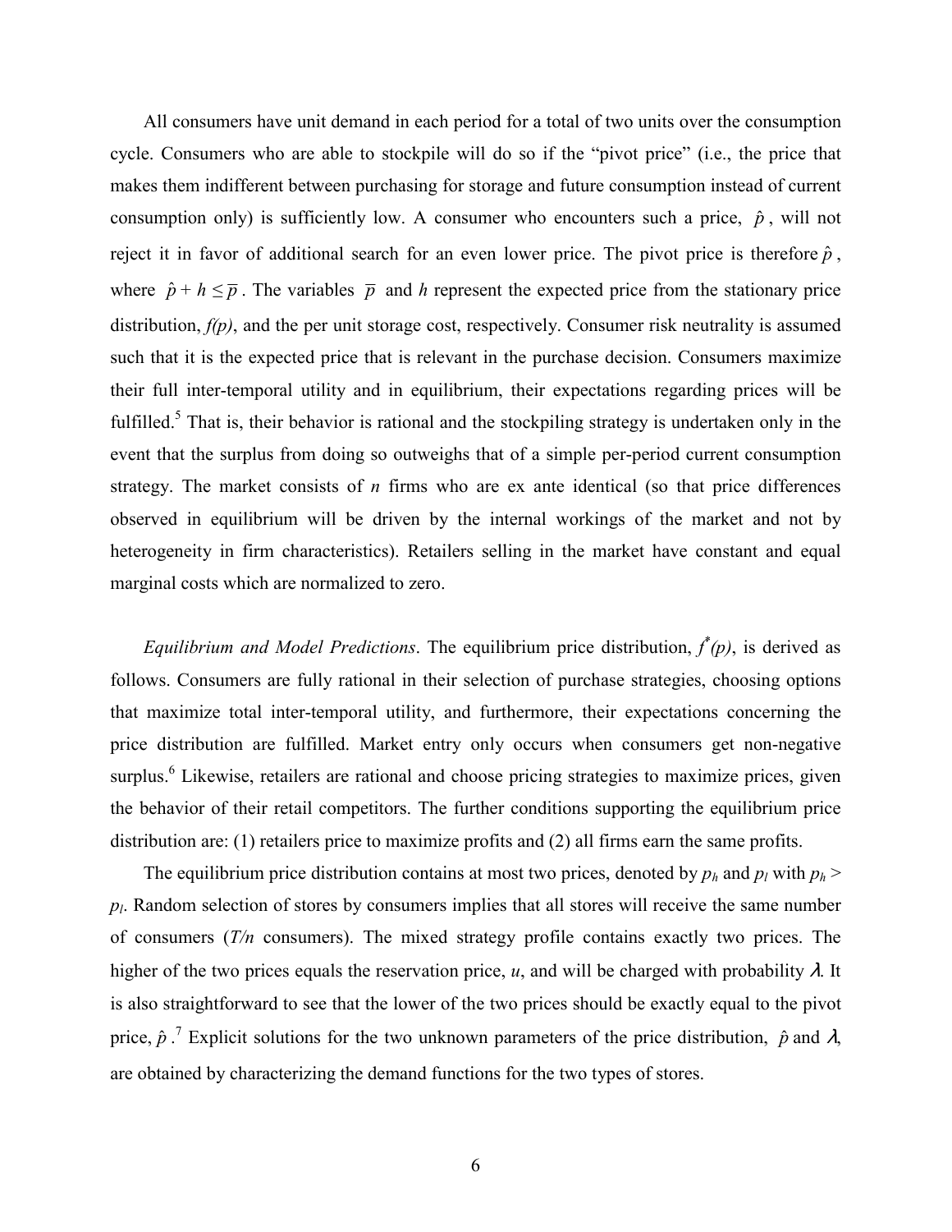All consumers have unit demand in each period for a total of two units over the consumption cycle. Consumers who are able to stockpile will do so if the "pivot price" (i.e., the price that makes them indifferent between purchasing for storage and future consumption instead of current consumption only) is sufficiently low. A consumer who encounters such a price, $\hat{p}$, will not reject it in favor of additional search for an even lower price. The pivot price is therefore $\hat{p}$, where $\hat{p} + h \leq \overline{p}$. The variables $\overline{p}$ and *h* represent the expected price from the stationary price distribution, *f(p)*, and the per unit storage cost, respectively. Consumer risk neutrality is assumed such that it is the expected price that is relevant in the purchase decision. Consumers maximize their full inter-temporal utility and in equilibrium, their expectations regarding prices will be fulfilled.[5] That is, their behavior is rational and the stockpiling strategy is undertaken only in the event that the surplus from doing so outweighs that of a simple per-period current consumption strategy. The market consists of *n* firms who are ex ante identical (so that price differences observed in equilibrium will be driven by the internal workings of the market and not by heterogeneity in firm characteristics). Retailers selling in the market have constant and equal marginal costs which are normalized to zero.

*Equilibrium and Model Predictions*. The equilibrium price distribution, $f^*(p)$, is derived as follows. Consumers are fully rational in their selection of purchase strategies, choosing options that maximize total inter-temporal utility, and furthermore, their expectations concerning the price distribution are fulfilled. Market entry only occurs when consumers get non-negative surplus.[6] Likewise, retailers are rational and choose pricing strategies to maximize prices, given the behavior of their retail competitors. The further conditions supporting the equilibrium price distribution are: (1) retailers price to maximize profits and (2) all firms earn the same profits.

The equilibrium price distribution contains at most two prices, denoted by $p_h$ and $p_l$ with $p_h > p_l$. Random selection of stores by consumers implies that all stores will receive the same number of consumers (*T/n* consumers). The mixed strategy profile contains exactly two prices. The higher of the two prices equals the reservation price, *u*, and will be charged with probability $\lambda$. It is also straightforward to see that the lower of the two prices should be exactly equal to the pivot price, $\hat{p}$.[7] Explicit solutions for the two unknown parameters of the price distribution, $\hat{p}$ and $\lambda$, are obtained by characterizing the demand functions for the two types of stores.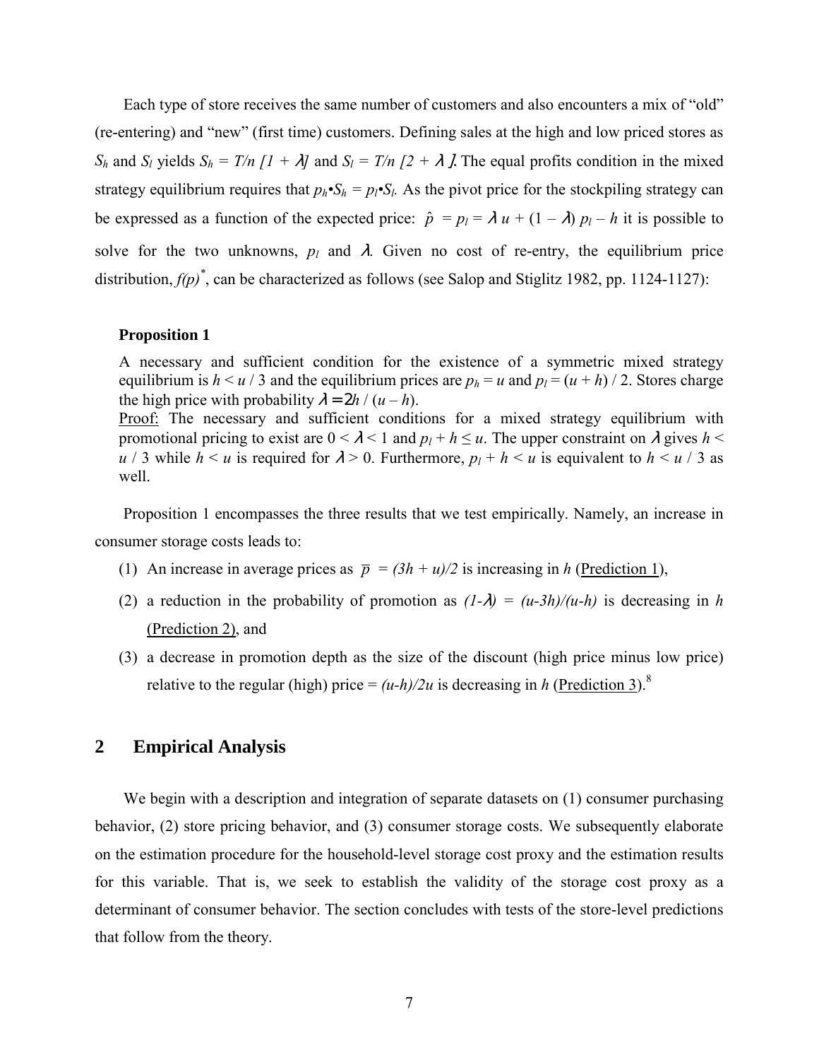Each type of store receives the same number of customers and also encounters a mix of "old" (re-entering) and "new" (first time) customers. Defining sales at the high and low priced stores as $S_h$ and $S_l$ yields $S_h = T/n\ [1 + \lambda]$ and $S_l = T/n\ [2 + \lambda]$. The equal profits condition in the mixed strategy equilibrium requires that $p_h \cdot S_h = p_l \cdot S_l$. As the pivot price for the stockpiling strategy can be expressed as a function of the expected price: $\hat{p} = p_l = \lambda\, u + (1 - \lambda)\, p_l - h$ it is possible to solve for the two unknowns, $p_l$ and $\lambda$. Given no cost of re-entry, the equilibrium price distribution, $f(p)^*$, can be characterized as follows (see Salop and Stiglitz 1982, pp. 1124-1127):

**Proposition 1**

A necessary and sufficient condition for the existence of a symmetric mixed strategy equilibrium is $h < u / 3$ and the equilibrium prices are $p_h = u$ and $p_l = (u + h) / 2$. Stores charge the high price with probability $\lambda = 2h / (u - h)$.

Proof: The necessary and sufficient conditions for a mixed strategy equilibrium with promotional pricing to exist are $0 < \lambda < 1$ and $p_l + h \leq u$. The upper constraint on $\lambda$ gives $h < u / 3$ while $h < u$ is required for $\lambda > 0$. Furthermore, $p_l + h < u$ is equivalent to $h < u / 3$ as well.

Proposition 1 encompasses the three results that we test empirically. Namely, an increase in consumer storage costs leads to:

1. An increase in average prices as $\bar{p} = (3h + u)/2$ is increasing in $h$ (Prediction 1),
2. a reduction in the probability of promotion as $(1-\lambda) = (u-3h)/(u-h)$ is decreasing in $h$ (Prediction 2), and
3. a decrease in promotion depth as the size of the discount (high price minus low price) relative to the regular (high) price = $(u-h)/2u$ is decreasing in $h$ (Prediction 3).[8]

## 2 Empirical Analysis

We begin with a description and integration of separate datasets on (1) consumer purchasing behavior, (2) store pricing behavior, and (3) consumer storage costs. We subsequently elaborate on the estimation procedure for the household-level storage cost proxy and the estimation results for this variable. That is, we seek to establish the validity of the storage cost proxy as a determinant of consumer behavior. The section concludes with tests of the store-level predictions that follow from the theory.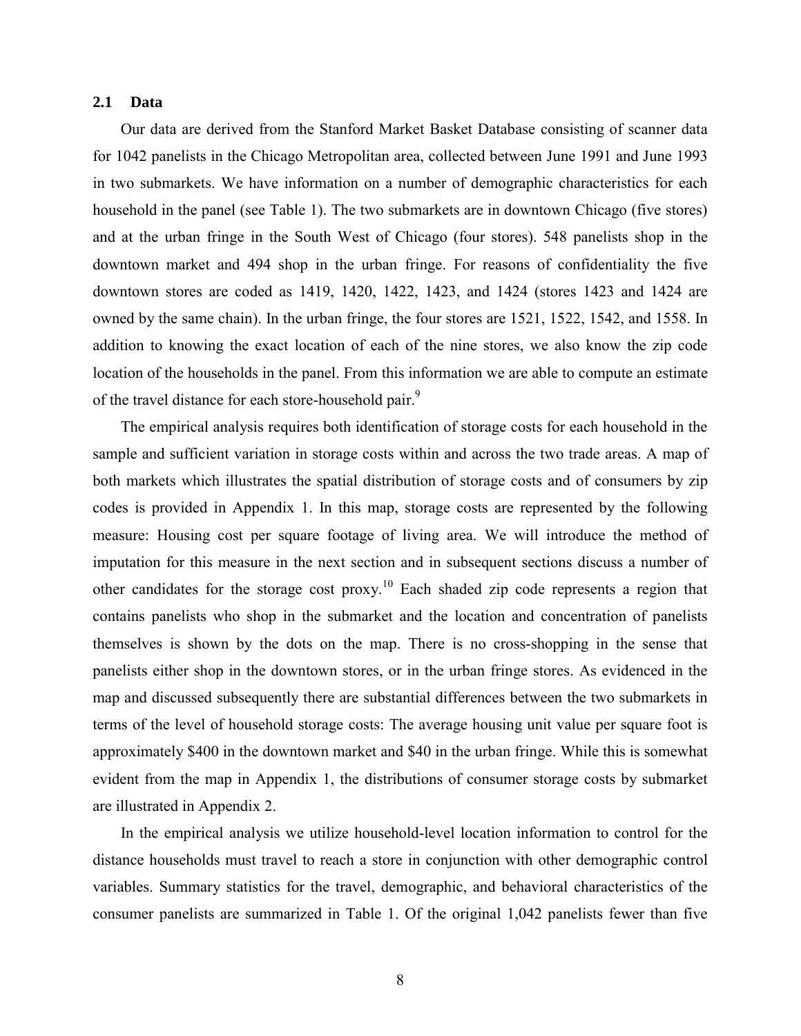### 2.1 Data

Our data are derived from the Stanford Market Basket Database consisting of scanner data for 1042 panelists in the Chicago Metropolitan area, collected between June 1991 and June 1993 in two submarkets. We have information on a number of demographic characteristics for each household in the panel (see Table 1). The two submarkets are in downtown Chicago (five stores) and at the urban fringe in the South West of Chicago (four stores). 548 panelists shop in the downtown market and 494 shop in the urban fringe. For reasons of confidentiality the five downtown stores are coded as 1419, 1420, 1422, 1423, and 1424 (stores 1423 and 1424 are owned by the same chain). In the urban fringe, the four stores are 1521, 1522, 1542, and 1558. In addition to knowing the exact location of each of the nine stores, we also know the zip code location of the households in the panel. From this information we are able to compute an estimate of the travel distance for each store-household pair.[9]

The empirical analysis requires both identification of storage costs for each household in the sample and sufficient variation in storage costs within and across the two trade areas. A map of both markets which illustrates the spatial distribution of storage costs and of consumers by zip codes is provided in Appendix 1. In this map, storage costs are represented by the following measure: Housing cost per square footage of living area. We will introduce the method of imputation for this measure in the next section and in subsequent sections discuss a number of other candidates for the storage cost proxy.[10] Each shaded zip code represents a region that contains panelists who shop in the submarket and the location and concentration of panelists themselves is shown by the dots on the map. There is no cross-shopping in the sense that panelists either shop in the downtown stores, or in the urban fringe stores. As evidenced in the map and discussed subsequently there are substantial differences between the two submarkets in terms of the level of household storage costs: The average housing unit value per square foot is approximately \$400 in the downtown market and \$40 in the urban fringe. While this is somewhat evident from the map in Appendix 1, the distributions of consumer storage costs by submarket are illustrated in Appendix 2.

In the empirical analysis we utilize household-level location information to control for the distance households must travel to reach a store in conjunction with other demographic control variables. Summary statistics for the travel, demographic, and behavioral characteristics of the consumer panelists are summarized in Table 1. Of the original 1,042 panelists fewer than five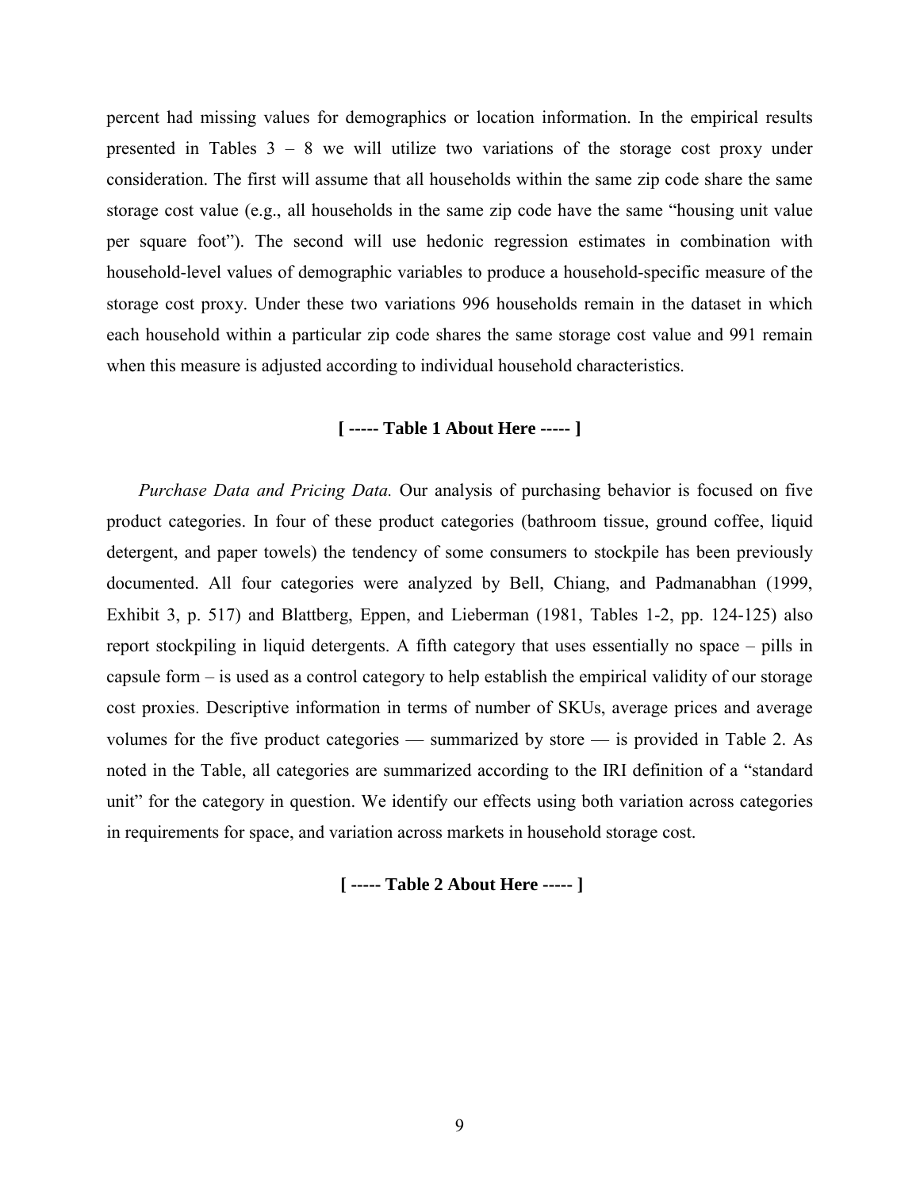percent had missing values for demographics or location information. In the empirical results presented in Tables 3 – 8 we will utilize two variations of the storage cost proxy under consideration. The first will assume that all households within the same zip code share the same storage cost value (e.g., all households in the same zip code have the same "housing unit value per square foot"). The second will use hedonic regression estimates in combination with household-level values of demographic variables to produce a household-specific measure of the storage cost proxy. Under these two variations 996 households remain in the dataset in which each household within a particular zip code shares the same storage cost value and 991 remain when this measure is adjusted according to individual household characteristics.

**[ ----- Table 1 About Here ----- ]**

*Purchase Data and Pricing Data.* Our analysis of purchasing behavior is focused on five product categories. In four of these product categories (bathroom tissue, ground coffee, liquid detergent, and paper towels) the tendency of some consumers to stockpile has been previously documented. All four categories were analyzed by Bell, Chiang, and Padmanabhan (1999, Exhibit 3, p. 517) and Blattberg, Eppen, and Lieberman (1981, Tables 1-2, pp. 124-125) also report stockpiling in liquid detergents. A fifth category that uses essentially no space – pills in capsule form – is used as a control category to help establish the empirical validity of our storage cost proxies. Descriptive information in terms of number of SKUs, average prices and average volumes for the five product categories — summarized by store — is provided in Table 2. As noted in the Table, all categories are summarized according to the IRI definition of a "standard unit" for the category in question. We identify our effects using both variation across categories in requirements for space, and variation across markets in household storage cost.

**[ ----- Table 2 About Here ----- ]**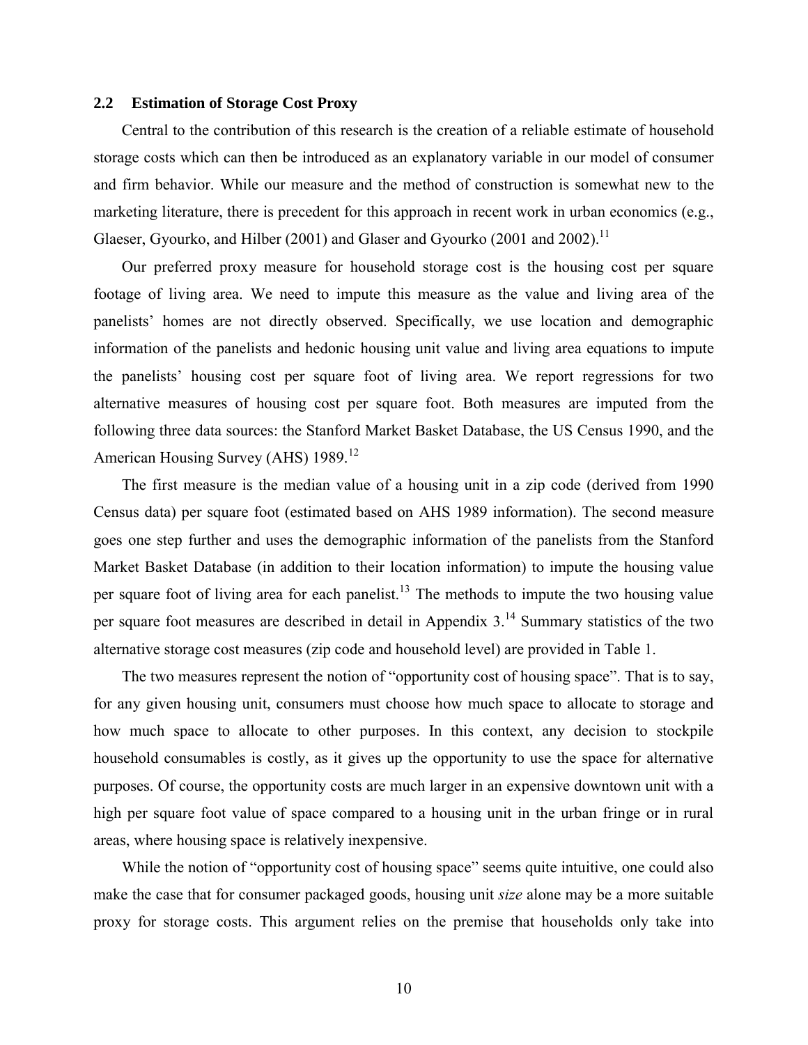## 2.2 Estimation of Storage Cost Proxy

Central to the contribution of this research is the creation of a reliable estimate of household storage costs which can then be introduced as an explanatory variable in our model of consumer and firm behavior. While our measure and the method of construction is somewhat new to the marketing literature, there is precedent for this approach in recent work in urban economics (e.g., Glaeser, Gyourko, and Hilber (2001) and Glaser and Gyourko (2001 and 2002).[11]

Our preferred proxy measure for household storage cost is the housing cost per square footage of living area. We need to impute this measure as the value and living area of the panelists' homes are not directly observed. Specifically, we use location and demographic information of the panelists and hedonic housing unit value and living area equations to impute the panelists' housing cost per square foot of living area. We report regressions for two alternative measures of housing cost per square foot. Both measures are imputed from the following three data sources: the Stanford Market Basket Database, the US Census 1990, and the American Housing Survey (AHS) 1989.[12]

The first measure is the median value of a housing unit in a zip code (derived from 1990 Census data) per square foot (estimated based on AHS 1989 information). The second measure goes one step further and uses the demographic information of the panelists from the Stanford Market Basket Database (in addition to their location information) to impute the housing value per square foot of living area for each panelist.[13] The methods to impute the two housing value per square foot measures are described in detail in Appendix 3.[14] Summary statistics of the two alternative storage cost measures (zip code and household level) are provided in Table 1.

The two measures represent the notion of "opportunity cost of housing space". That is to say, for any given housing unit, consumers must choose how much space to allocate to storage and how much space to allocate to other purposes. In this context, any decision to stockpile household consumables is costly, as it gives up the opportunity to use the space for alternative purposes. Of course, the opportunity costs are much larger in an expensive downtown unit with a high per square foot value of space compared to a housing unit in the urban fringe or in rural areas, where housing space is relatively inexpensive.

While the notion of "opportunity cost of housing space" seems quite intuitive, one could also make the case that for consumer packaged goods, housing unit *size* alone may be a more suitable proxy for storage costs. This argument relies on the premise that households only take into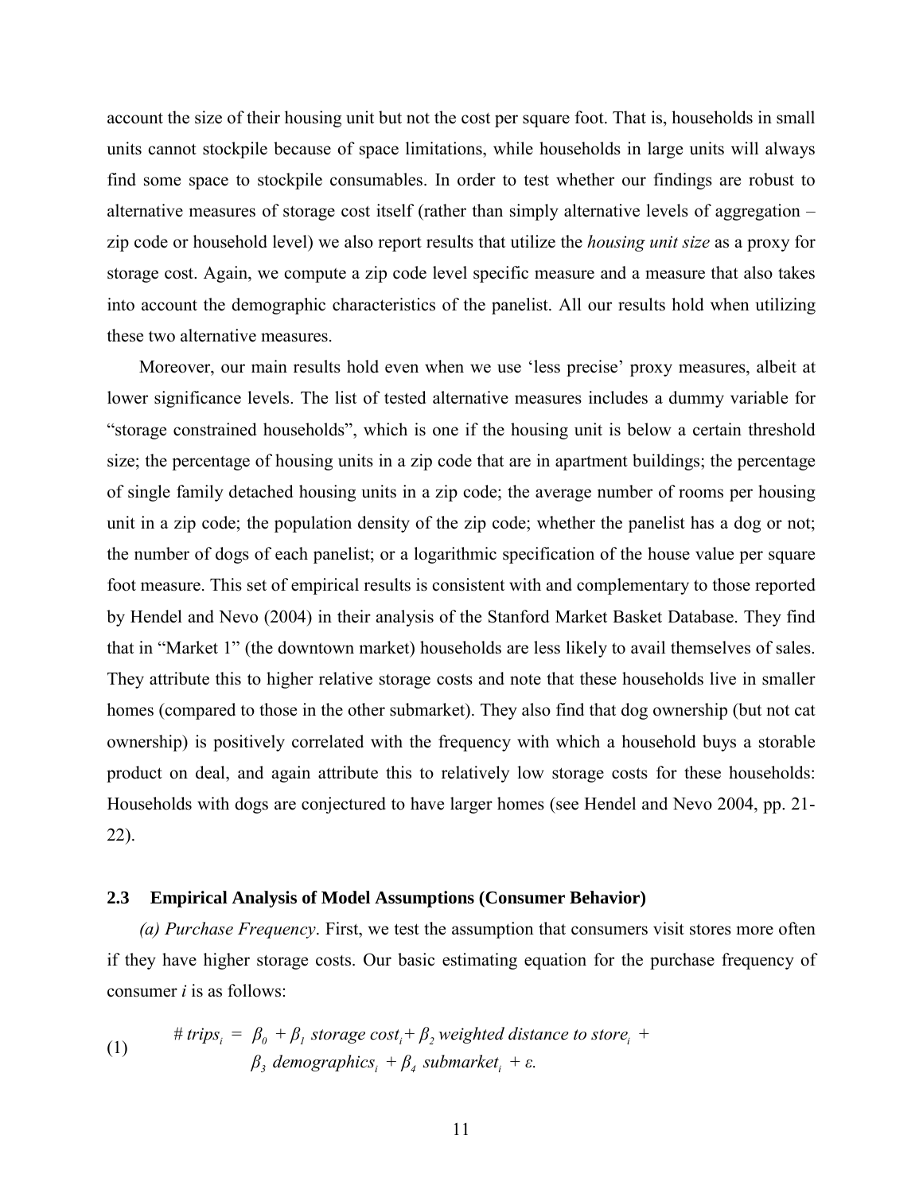account the size of their housing unit but not the cost per square foot. That is, households in small units cannot stockpile because of space limitations, while households in large units will always find some space to stockpile consumables. In order to test whether our findings are robust to alternative measures of storage cost itself (rather than simply alternative levels of aggregation – zip code or household level) we also report results that utilize the *housing unit size* as a proxy for storage cost. Again, we compute a zip code level specific measure and a measure that also takes into account the demographic characteristics of the panelist. All our results hold when utilizing these two alternative measures.

Moreover, our main results hold even when we use 'less precise' proxy measures, albeit at lower significance levels. The list of tested alternative measures includes a dummy variable for "storage constrained households", which is one if the housing unit is below a certain threshold size; the percentage of housing units in a zip code that are in apartment buildings; the percentage of single family detached housing units in a zip code; the average number of rooms per housing unit in a zip code; the population density of the zip code; whether the panelist has a dog or not; the number of dogs of each panelist; or a logarithmic specification of the house value per square foot measure. This set of empirical results is consistent with and complementary to those reported by Hendel and Nevo (2004) in their analysis of the Stanford Market Basket Database. They find that in "Market 1" (the downtown market) households are less likely to avail themselves of sales. They attribute this to higher relative storage costs and note that these households live in smaller homes (compared to those in the other submarket). They also find that dog ownership (but not cat ownership) is positively correlated with the frequency with which a household buys a storable product on deal, and again attribute this to relatively low storage costs for these households: Households with dogs are conjectured to have larger homes (see Hendel and Nevo 2004, pp. 21-22).

### 2.3 Empirical Analysis of Model Assumptions (Consumer Behavior)

*(a) Purchase Frequency*. First, we test the assumption that consumers visit stores more often if they have higher storage costs. Our basic estimating equation for the purchase frequency of consumer *i* is as follows:

$$
\begin{aligned}
(1) \qquad \# \, trips_i = \; & \beta_0 + \beta_1 \; storage\ cost_i + \beta_2 \; weighted\ distance\ to\ store_i \; + \\
& \beta_3 \; demographics_i + \beta_4 \; submarket_i + \varepsilon.
\end{aligned}
$$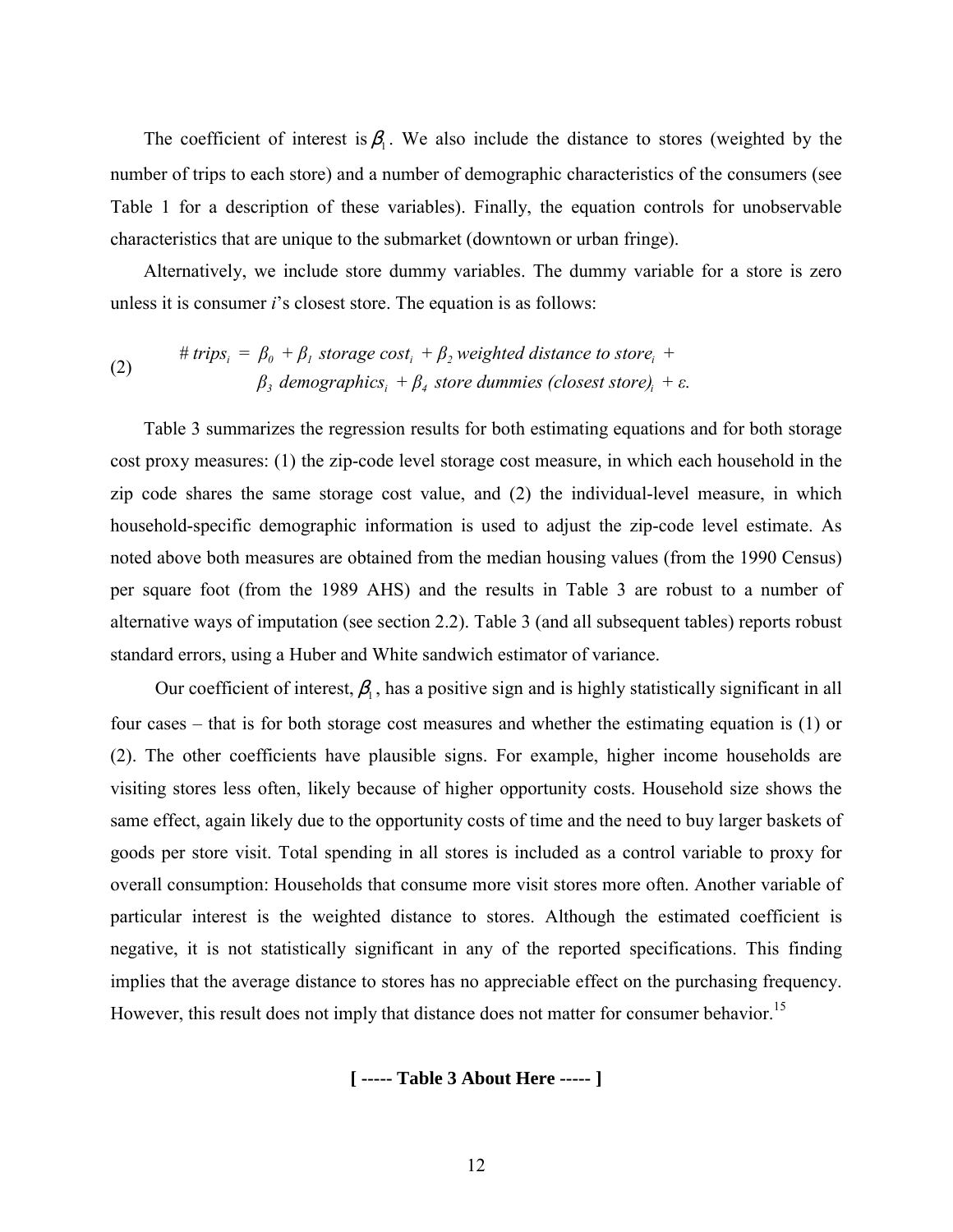The coefficient of interest is $\beta_1$. We also include the distance to stores (weighted by the number of trips to each store) and a number of demographic characteristics of the consumers (see Table 1 for a description of these variables). Finally, the equation controls for unobservable characteristics that are unique to the submarket (downtown or urban fringe).

Alternatively, we include store dummy variables. The dummy variable for a store is zero unless it is consumer *i*'s closest store. The equation is as follows:

$$\text{(2)} \qquad \#\, trips_i = \beta_0 + \beta_1\ storage\ cost_i + \beta_2\ weighted\ distance\ to\ store_i + \beta_3\ demographics_i + \beta_4\ store\ dummies\ (closest\ store)_i + \varepsilon.$$

Table 3 summarizes the regression results for both estimating equations and for both storage cost proxy measures: (1) the zip-code level storage cost measure, in which each household in the zip code shares the same storage cost value, and (2) the individual-level measure, in which household-specific demographic information is used to adjust the zip-code level estimate. As noted above both measures are obtained from the median housing values (from the 1990 Census) per square foot (from the 1989 AHS) and the results in Table 3 are robust to a number of alternative ways of imputation (see section 2.2). Table 3 (and all subsequent tables) reports robust standard errors, using a Huber and White sandwich estimator of variance.

Our coefficient of interest, $\beta_1$, has a positive sign and is highly statistically significant in all four cases – that is for both storage cost measures and whether the estimating equation is (1) or (2). The other coefficients have plausible signs. For example, higher income households are visiting stores less often, likely because of higher opportunity costs. Household size shows the same effect, again likely due to the opportunity costs of time and the need to buy larger baskets of goods per store visit. Total spending in all stores is included as a control variable to proxy for overall consumption: Households that consume more visit stores more often. Another variable of particular interest is the weighted distance to stores. Although the estimated coefficient is negative, it is not statistically significant in any of the reported specifications. This finding implies that the average distance to stores has no appreciable effect on the purchasing frequency. However, this result does not imply that distance does not matter for consumer behavior.[15]

**[ ----- Table 3 About Here ----- ]**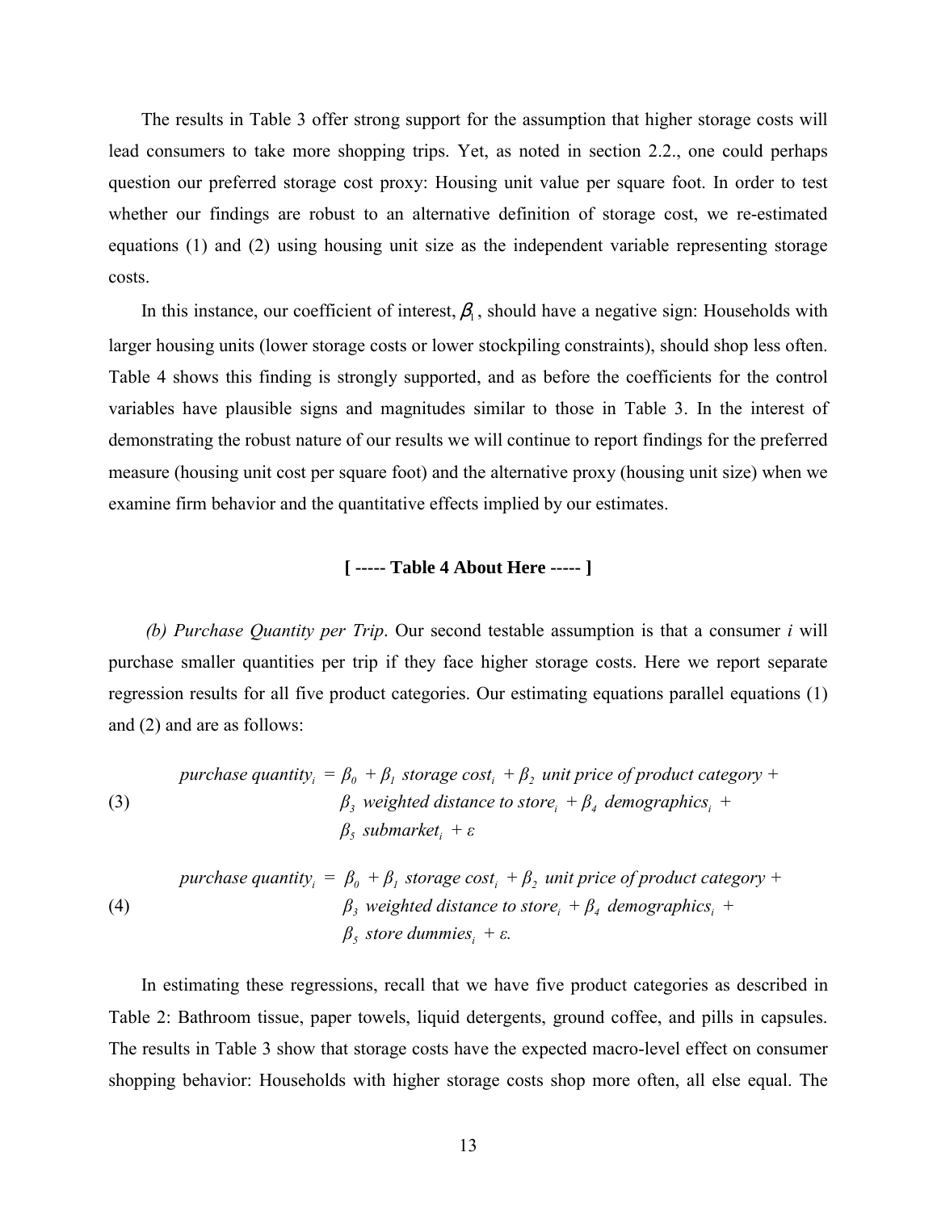The results in Table 3 offer strong support for the assumption that higher storage costs will lead consumers to take more shopping trips. Yet, as noted in section 2.2., one could perhaps question our preferred storage cost proxy: Housing unit value per square foot. In order to test whether our findings are robust to an alternative definition of storage cost, we re-estimated equations (1) and (2) using housing unit size as the independent variable representing storage costs.

In this instance, our coefficient of interest, $\beta_1$, should have a negative sign: Households with larger housing units (lower storage costs or lower stockpiling constraints), should shop less often. Table 4 shows this finding is strongly supported, and as before the coefficients for the control variables have plausible signs and magnitudes similar to those in Table 3. In the interest of demonstrating the robust nature of our results we will continue to report findings for the preferred measure (housing unit cost per square foot) and the alternative proxy (housing unit size) when we examine firm behavior and the quantitative effects implied by our estimates.

**[ ----- Table 4 About Here ----- ]**

*(b) Purchase Quantity per Trip*. Our second testable assumption is that a consumer *i* will purchase smaller quantities per trip if they face higher storage costs. Here we report separate regression results for all five product categories. Our estimating equations parallel equations (1) and (2) and are as follows:

$$\text{(3)} \quad \textit{purchase quantity}_i = \beta_0 + \beta_1 \textit{ storage cost}_i + \beta_2 \textit{ unit price of product category} + \beta_3 \textit{ weighted distance to store}_i + \beta_4 \textit{ demographics}_i + \beta_5 \textit{ submarket}_i + \varepsilon$$

$$\text{(4)} \quad \textit{purchase quantity}_i = \beta_0 + \beta_1 \textit{ storage cost}_i + \beta_2 \textit{ unit price of product category} + \beta_3 \textit{ weighted distance to store}_i + \beta_4 \textit{ demographics}_i + \beta_5 \textit{ store dummies}_i + \varepsilon.$$

In estimating these regressions, recall that we have five product categories as described in Table 2: Bathroom tissue, paper towels, liquid detergents, ground coffee, and pills in capsules. The results in Table 3 show that storage costs have the expected macro-level effect on consumer shopping behavior: Households with higher storage costs shop more often, all else equal. The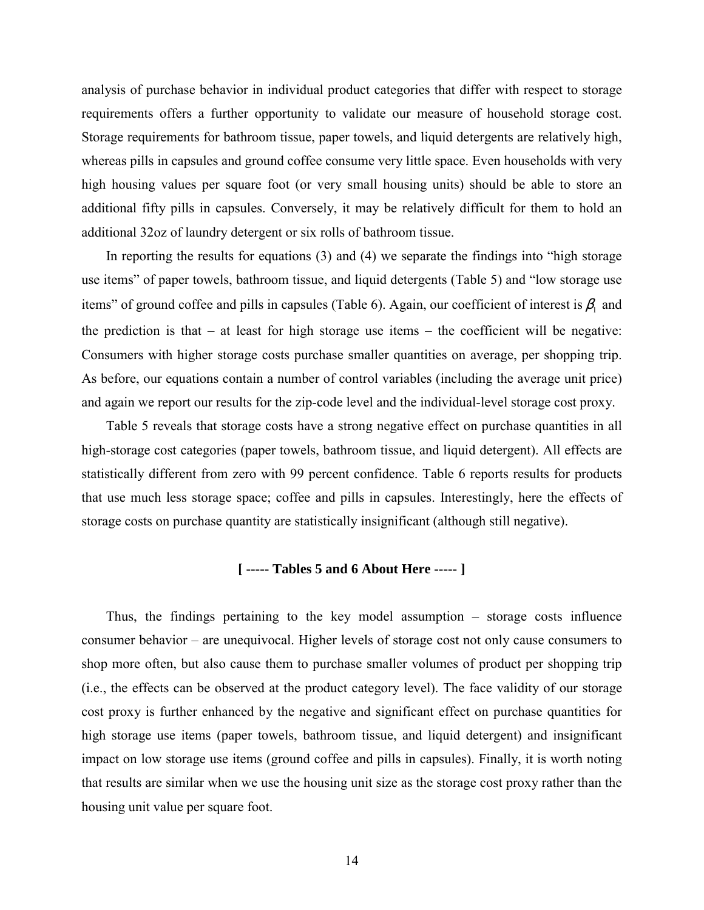analysis of purchase behavior in individual product categories that differ with respect to storage requirements offers a further opportunity to validate our measure of household storage cost. Storage requirements for bathroom tissue, paper towels, and liquid detergents are relatively high, whereas pills in capsules and ground coffee consume very little space. Even households with very high housing values per square foot (or very small housing units) should be able to store an additional fifty pills in capsules. Conversely, it may be relatively difficult for them to hold an additional 32oz of laundry detergent or six rolls of bathroom tissue.

In reporting the results for equations (3) and (4) we separate the findings into "high storage use items" of paper towels, bathroom tissue, and liquid detergents (Table 5) and "low storage use items" of ground coffee and pills in capsules (Table 6). Again, our coefficient of interest is $\beta_1$ and the prediction is that – at least for high storage use items – the coefficient will be negative: Consumers with higher storage costs purchase smaller quantities on average, per shopping trip. As before, our equations contain a number of control variables (including the average unit price) and again we report our results for the zip-code level and the individual-level storage cost proxy.

Table 5 reveals that storage costs have a strong negative effect on purchase quantities in all high-storage cost categories (paper towels, bathroom tissue, and liquid detergent). All effects are statistically different from zero with 99 percent confidence. Table 6 reports results for products that use much less storage space; coffee and pills in capsules. Interestingly, here the effects of storage costs on purchase quantity are statistically insignificant (although still negative).

**[ ----- Tables 5 and 6 About Here ----- ]**

Thus, the findings pertaining to the key model assumption – storage costs influence consumer behavior – are unequivocal. Higher levels of storage cost not only cause consumers to shop more often, but also cause them to purchase smaller volumes of product per shopping trip (i.e., the effects can be observed at the product category level). The face validity of our storage cost proxy is further enhanced by the negative and significant effect on purchase quantities for high storage use items (paper towels, bathroom tissue, and liquid detergent) and insignificant impact on low storage use items (ground coffee and pills in capsules). Finally, it is worth noting that results are similar when we use the housing unit size as the storage cost proxy rather than the housing unit value per square foot.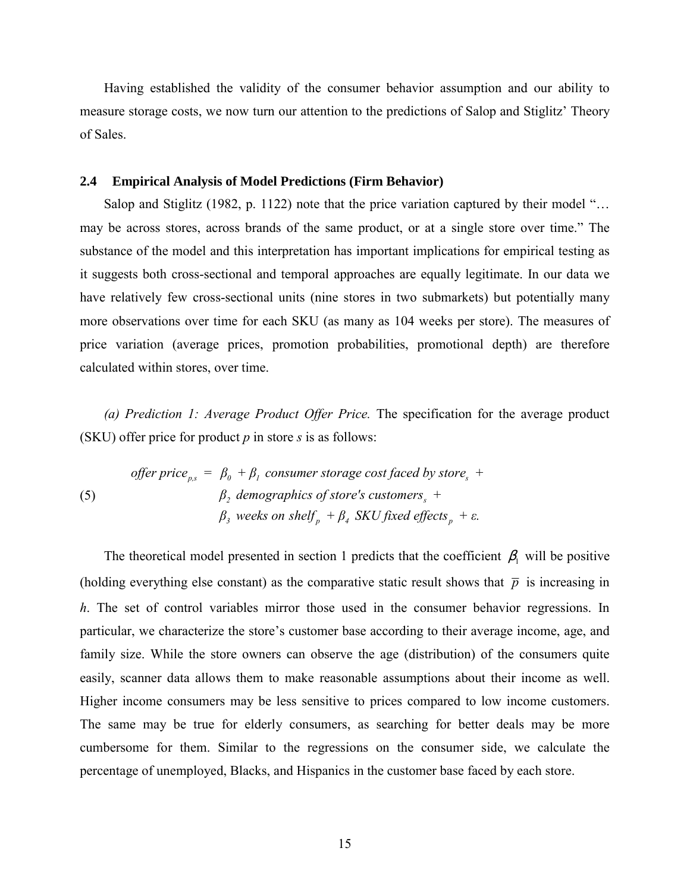Having established the validity of the consumer behavior assumption and our ability to measure storage costs, we now turn our attention to the predictions of Salop and Stiglitz' Theory of Sales.

### 2.4 Empirical Analysis of Model Predictions (Firm Behavior)

Salop and Stiglitz (1982, p. 1122) note that the price variation captured by their model "… may be across stores, across brands of the same product, or at a single store over time." The substance of the model and this interpretation has important implications for empirical testing as it suggests both cross-sectional and temporal approaches are equally legitimate. In our data we have relatively few cross-sectional units (nine stores in two submarkets) but potentially many more observations over time for each SKU (as many as 104 weeks per store). The measures of price variation (average prices, promotion probabilities, promotional depth) are therefore calculated within stores, over time.

*(a) Prediction 1: Average Product Offer Price.* The specification for the average product (SKU) offer price for product *p* in store *s* is as follows:

$$
\begin{aligned}
\textit{offer price}_{p,s} \;=\;& \beta_0 + \beta_1 \textit{ consumer storage cost faced by store}_s \,+ \\
& \beta_2 \textit{ demographics of store's customers}_s \,+ \qquad\qquad (5) \\
& \beta_3 \textit{ weeks on shelf}_p + \beta_4 \textit{ SKU fixed effects}_p + \varepsilon.
\end{aligned}
$$

The theoretical model presented in section 1 predicts that the coefficient $\beta_1$ will be positive (holding everything else constant) as the comparative static result shows that $\overline{p}$ is increasing in *h*. The set of control variables mirror those used in the consumer behavior regressions. In particular, we characterize the store's customer base according to their average income, age, and family size. While the store owners can observe the age (distribution) of the consumers quite easily, scanner data allows them to make reasonable assumptions about their income as well. Higher income consumers may be less sensitive to prices compared to low income customers. The same may be true for elderly consumers, as searching for better deals may be more cumbersome for them. Similar to the regressions on the consumer side, we calculate the percentage of unemployed, Blacks, and Hispanics in the customer base faced by each store.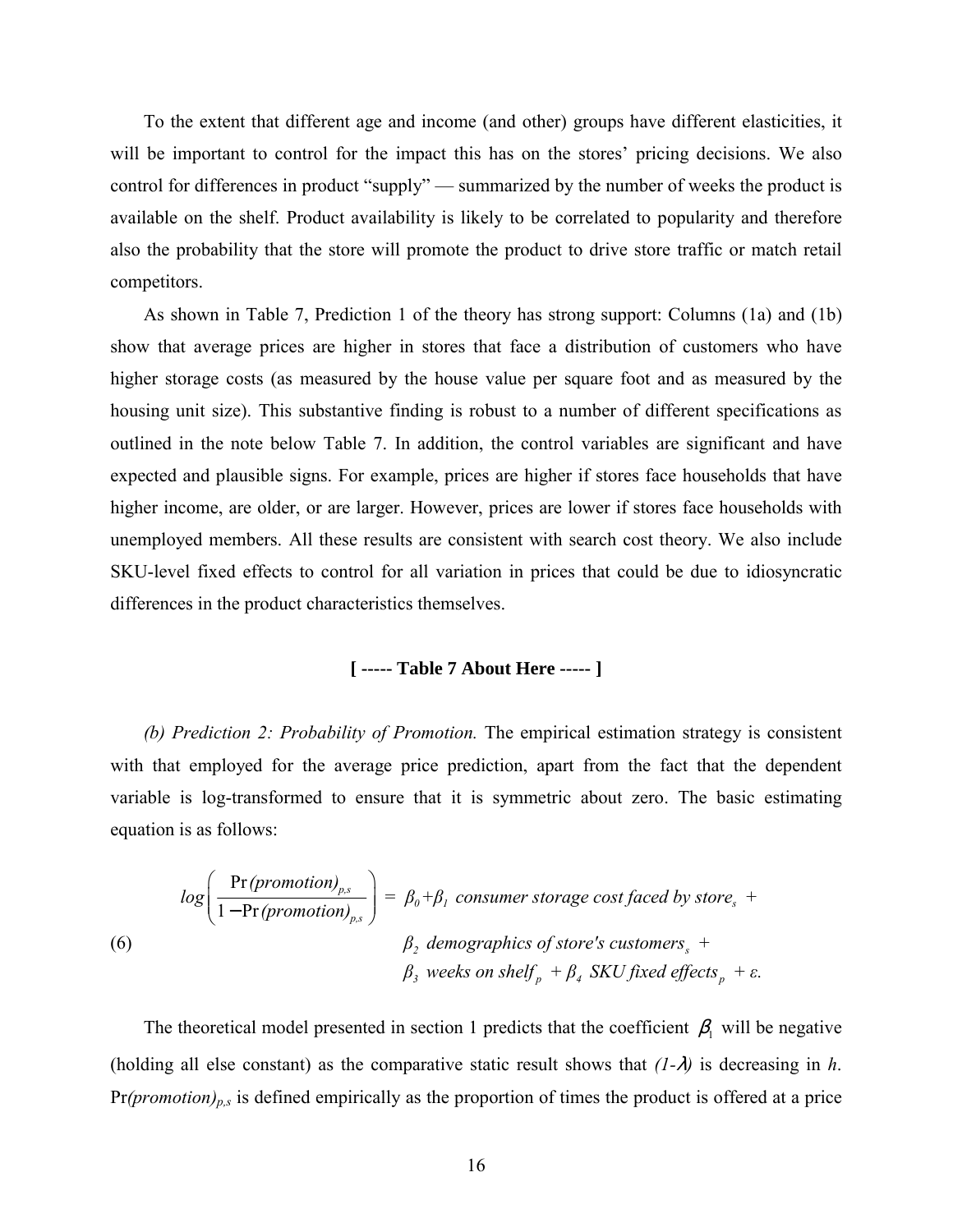To the extent that different age and income (and other) groups have different elasticities, it will be important to control for the impact this has on the stores' pricing decisions. We also control for differences in product "supply" — summarized by the number of weeks the product is available on the shelf. Product availability is likely to be correlated to popularity and therefore also the probability that the store will promote the product to drive store traffic or match retail competitors.

As shown in Table 7, Prediction 1 of the theory has strong support: Columns (1a) and (1b) show that average prices are higher in stores that face a distribution of customers who have higher storage costs (as measured by the house value per square foot and as measured by the housing unit size). This substantive finding is robust to a number of different specifications as outlined in the note below Table 7. In addition, the control variables are significant and have expected and plausible signs. For example, prices are higher if stores face households that have higher income, are older, or are larger. However, prices are lower if stores face households with unemployed members. All these results are consistent with search cost theory. We also include SKU-level fixed effects to control for all variation in prices that could be due to idiosyncratic differences in the product characteristics themselves.

**[ ----- Table 7 About Here ----- ]**

*(b) Prediction 2: Probability of Promotion.* The empirical estimation strategy is consistent with that employed for the average price prediction, apart from the fact that the dependent variable is log-transformed to ensure that it is symmetric about zero. The basic estimating equation is as follows:

$$
\begin{aligned}
log\left(\frac{\Pr(promotion)_{p,s}}{1-\Pr(promotion)_{p,s}}\right) = \; & \beta_0+\beta_1 \; consumer\ storage\ cost\ faced\ by\ store_s \; + \\
& \beta_2 \; demographics\ of\ store's\ customers_s \; + \\
& \beta_3 \; weeks\ on\ shelf_p \; + \beta_4 \; SKU\ fixed\ effects_p \; + \varepsilon.
\end{aligned} \tag{6}
$$

The theoretical model presented in section 1 predicts that the coefficient $\beta_1$ will be negative (holding all else constant) as the comparative static result shows that $(1\text{-}\lambda)$ is decreasing in $h$. $\Pr(promotion)_{p,s}$ is defined empirically as the proportion of times the product is offered at a price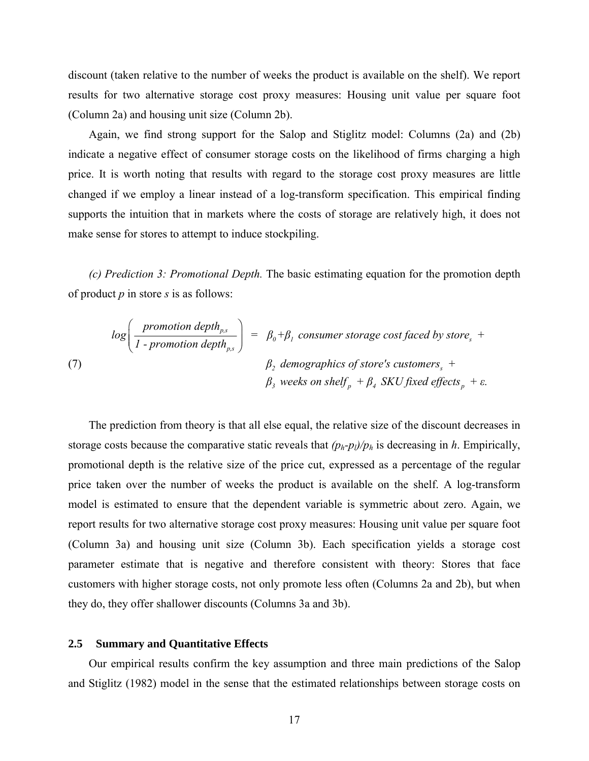discount (taken relative to the number of weeks the product is available on the shelf). We report results for two alternative storage cost proxy measures: Housing unit value per square foot (Column 2a) and housing unit size (Column 2b).

Again, we find strong support for the Salop and Stiglitz model: Columns (2a) and (2b) indicate a negative effect of consumer storage costs on the likelihood of firms charging a high price. It is worth noting that results with regard to the storage cost proxy measures are little changed if we employ a linear instead of a log-transform specification. This empirical finding supports the intuition that in markets where the costs of storage are relatively high, it does not make sense for stores to attempt to induce stockpiling.

*(c) Prediction 3: Promotional Depth.* The basic estimating equation for the promotion depth of product $p$ in store $s$ is as follows:

$$
\begin{aligned}
log\left(\frac{promotion\ depth_{p,s}}{1\ \text{-}\ promotion\ depth_{p,s}}\right) \; = \; & \beta_0+\beta_1 \ consumer\ storage\ cost\ faced\ by\ store_s \ + \\
& \beta_2 \ demographics\ of\ store's\ customers_s \ + \\
& \beta_3 \ weeks\ on\ shelf_p \ + \beta_4 \ SKU\ fixed\ effects_p \ + \varepsilon.
\end{aligned} \tag{7}
$$

The prediction from theory is that all else equal, the relative size of the discount decreases in storage costs because the comparative static reveals that $(p_h\text{-}p_l)/p_h$ is decreasing in $h$. Empirically, promotional depth is the relative size of the price cut, expressed as a percentage of the regular price taken over the number of weeks the product is available on the shelf. A log-transform model is estimated to ensure that the dependent variable is symmetric about zero. Again, we report results for two alternative storage cost proxy measures: Housing unit value per square foot (Column 3a) and housing unit size (Column 3b). Each specification yields a storage cost parameter estimate that is negative and therefore consistent with theory: Stores that face customers with higher storage costs, not only promote less often (Columns 2a and 2b), but when they do, they offer shallower discounts (Columns 3a and 3b).

## 2.5 Summary and Quantitative Effects

Our empirical results confirm the key assumption and three main predictions of the Salop and Stiglitz (1982) model in the sense that the estimated relationships between storage costs on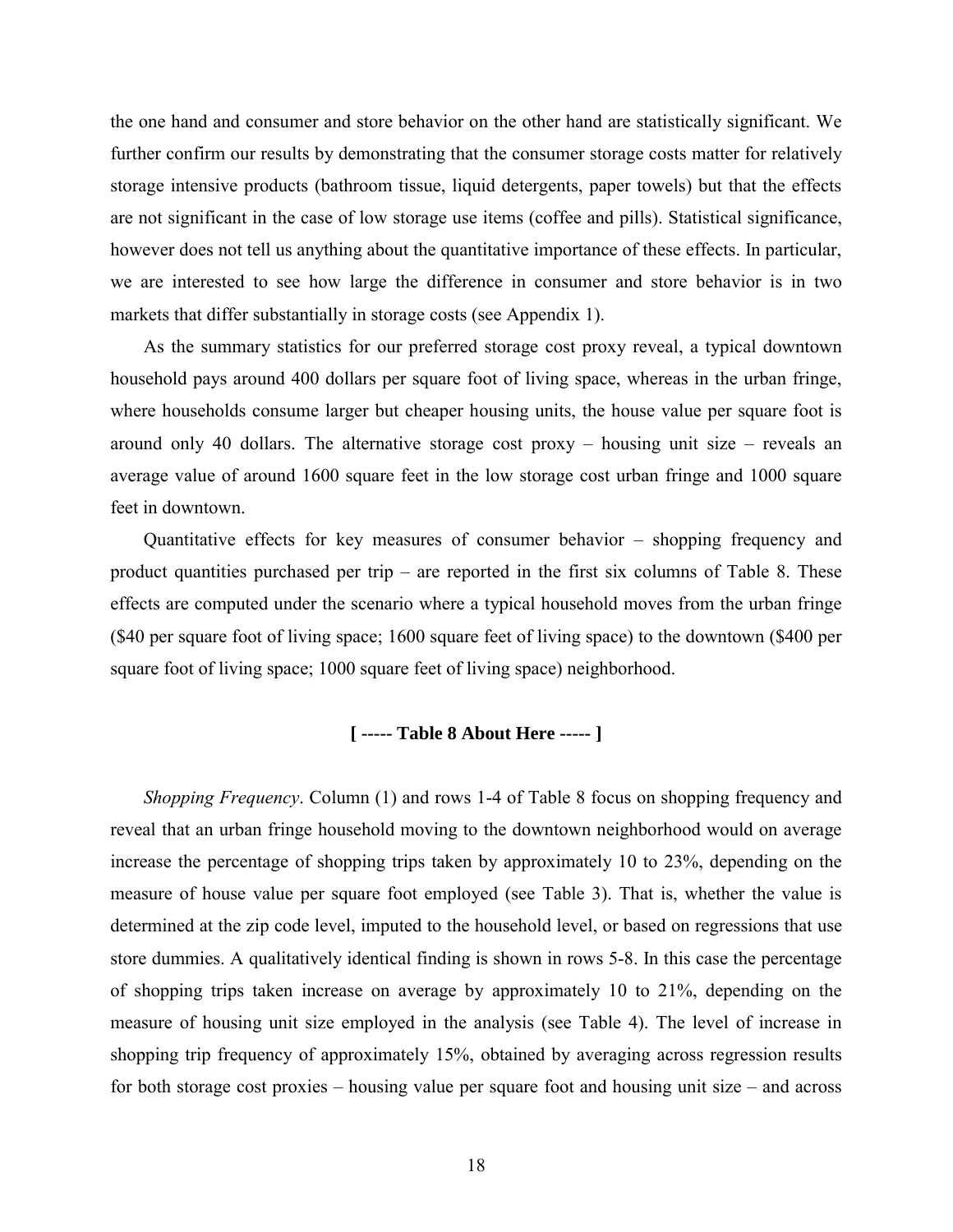the one hand and consumer and store behavior on the other hand are statistically significant. We further confirm our results by demonstrating that the consumer storage costs matter for relatively storage intensive products (bathroom tissue, liquid detergents, paper towels) but that the effects are not significant in the case of low storage use items (coffee and pills). Statistical significance, however does not tell us anything about the quantitative importance of these effects. In particular, we are interested to see how large the difference in consumer and store behavior is in two markets that differ substantially in storage costs (see Appendix 1).

As the summary statistics for our preferred storage cost proxy reveal, a typical downtown household pays around 400 dollars per square foot of living space, whereas in the urban fringe, where households consume larger but cheaper housing units, the house value per square foot is around only 40 dollars. The alternative storage cost proxy – housing unit size – reveals an average value of around 1600 square feet in the low storage cost urban fringe and 1000 square feet in downtown.

Quantitative effects for key measures of consumer behavior – shopping frequency and product quantities purchased per trip – are reported in the first six columns of Table 8. These effects are computed under the scenario where a typical household moves from the urban fringe ($40 per square foot of living space; 1600 square feet of living space) to the downtown ($400 per square foot of living space; 1000 square feet of living space) neighborhood.

**[ ----- Table 8 About Here ----- ]**

*Shopping Frequency*. Column (1) and rows 1-4 of Table 8 focus on shopping frequency and reveal that an urban fringe household moving to the downtown neighborhood would on average increase the percentage of shopping trips taken by approximately 10 to 23%, depending on the measure of house value per square foot employed (see Table 3). That is, whether the value is determined at the zip code level, imputed to the household level, or based on regressions that use store dummies. A qualitatively identical finding is shown in rows 5-8. In this case the percentage of shopping trips taken increase on average by approximately 10 to 21%, depending on the measure of housing unit size employed in the analysis (see Table 4). The level of increase in shopping trip frequency of approximately 15%, obtained by averaging across regression results for both storage cost proxies – housing value per square foot and housing unit size – and across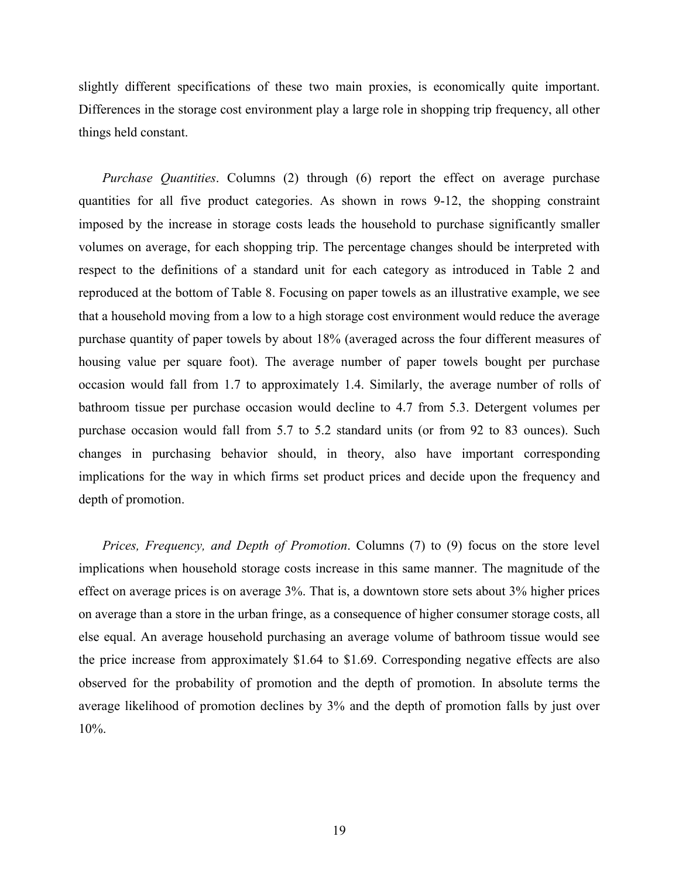slightly different specifications of these two main proxies, is economically quite important. Differences in the storage cost environment play a large role in shopping trip frequency, all other things held constant.

*Purchase Quantities*. Columns (2) through (6) report the effect on average purchase quantities for all five product categories. As shown in rows 9-12, the shopping constraint imposed by the increase in storage costs leads the household to purchase significantly smaller volumes on average, for each shopping trip. The percentage changes should be interpreted with respect to the definitions of a standard unit for each category as introduced in Table 2 and reproduced at the bottom of Table 8. Focusing on paper towels as an illustrative example, we see that a household moving from a low to a high storage cost environment would reduce the average purchase quantity of paper towels by about 18% (averaged across the four different measures of housing value per square foot). The average number of paper towels bought per purchase occasion would fall from 1.7 to approximately 1.4. Similarly, the average number of rolls of bathroom tissue per purchase occasion would decline to 4.7 from 5.3. Detergent volumes per purchase occasion would fall from 5.7 to 5.2 standard units (or from 92 to 83 ounces). Such changes in purchasing behavior should, in theory, also have important corresponding implications for the way in which firms set product prices and decide upon the frequency and depth of promotion.

*Prices, Frequency, and Depth of Promotion*. Columns (7) to (9) focus on the store level implications when household storage costs increase in this same manner. The magnitude of the effect on average prices is on average 3%. That is, a downtown store sets about 3% higher prices on average than a store in the urban fringe, as a consequence of higher consumer storage costs, all else equal. An average household purchasing an average volume of bathroom tissue would see the price increase from approximately \$1.64 to \$1.69. Corresponding negative effects are also observed for the probability of promotion and the depth of promotion. In absolute terms the average likelihood of promotion declines by 3% and the depth of promotion falls by just over 10%.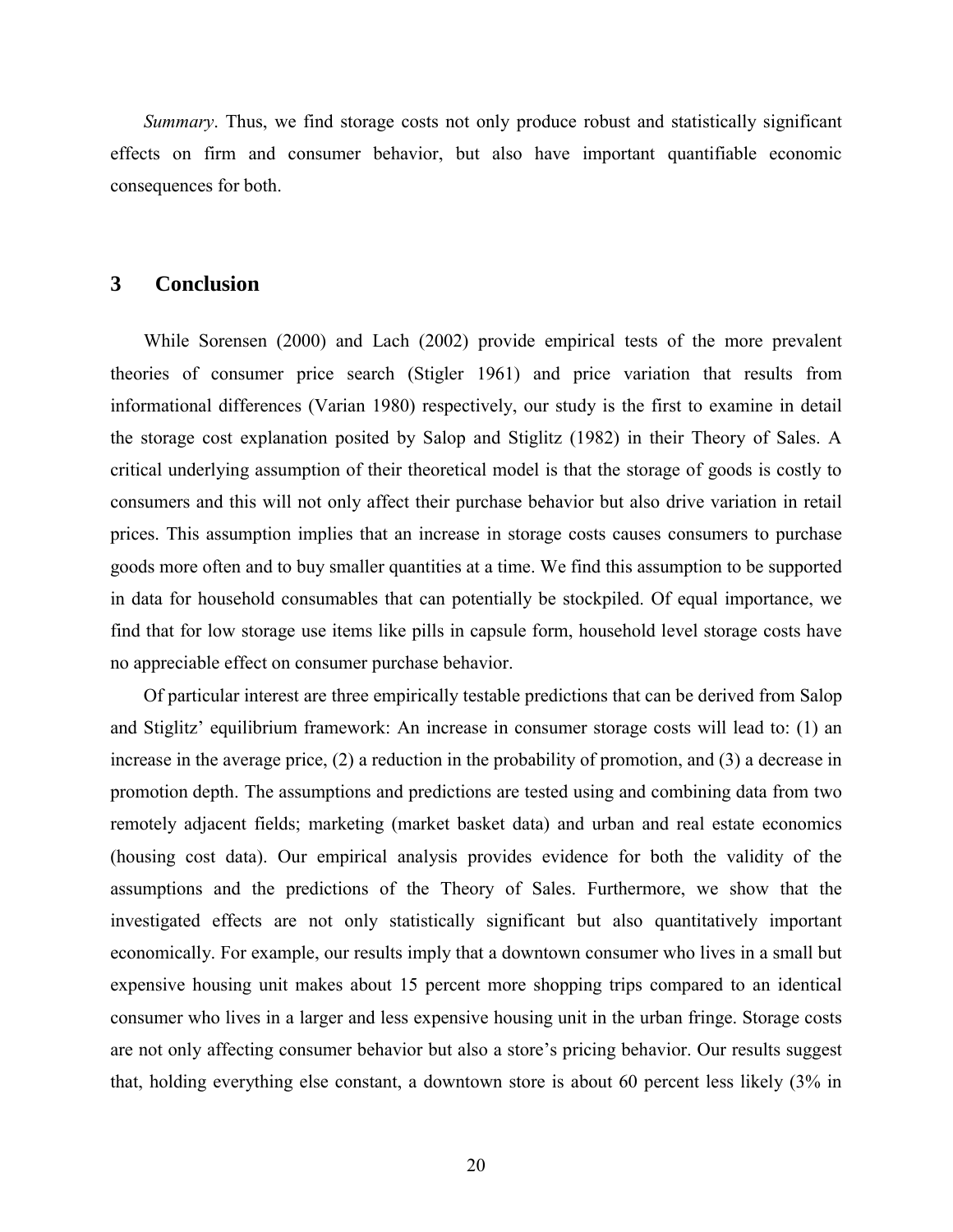*Summary*. Thus, we find storage costs not only produce robust and statistically significant effects on firm and consumer behavior, but also have important quantifiable economic consequences for both.

## 3 Conclusion

While Sorensen (2000) and Lach (2002) provide empirical tests of the more prevalent theories of consumer price search (Stigler 1961) and price variation that results from informational differences (Varian 1980) respectively, our study is the first to examine in detail the storage cost explanation posited by Salop and Stiglitz (1982) in their Theory of Sales. A critical underlying assumption of their theoretical model is that the storage of goods is costly to consumers and this will not only affect their purchase behavior but also drive variation in retail prices. This assumption implies that an increase in storage costs causes consumers to purchase goods more often and to buy smaller quantities at a time. We find this assumption to be supported in data for household consumables that can potentially be stockpiled. Of equal importance, we find that for low storage use items like pills in capsule form, household level storage costs have no appreciable effect on consumer purchase behavior.

Of particular interest are three empirically testable predictions that can be derived from Salop and Stiglitz' equilibrium framework: An increase in consumer storage costs will lead to: (1) an increase in the average price, (2) a reduction in the probability of promotion, and (3) a decrease in promotion depth. The assumptions and predictions are tested using and combining data from two remotely adjacent fields; marketing (market basket data) and urban and real estate economics (housing cost data). Our empirical analysis provides evidence for both the validity of the assumptions and the predictions of the Theory of Sales. Furthermore, we show that the investigated effects are not only statistically significant but also quantitatively important economically. For example, our results imply that a downtown consumer who lives in a small but expensive housing unit makes about 15 percent more shopping trips compared to an identical consumer who lives in a larger and less expensive housing unit in the urban fringe. Storage costs are not only affecting consumer behavior but also a store's pricing behavior. Our results suggest that, holding everything else constant, a downtown store is about 60 percent less likely (3% in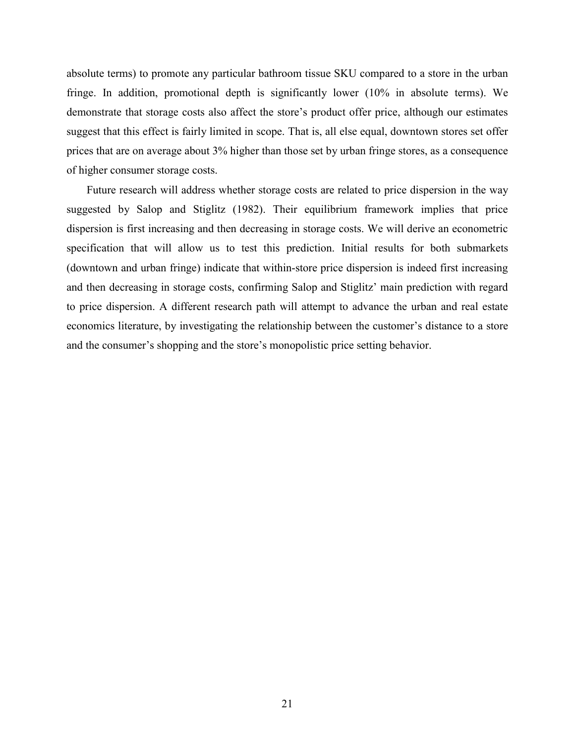absolute terms) to promote any particular bathroom tissue SKU compared to a store in the urban fringe. In addition, promotional depth is significantly lower (10% in absolute terms). We demonstrate that storage costs also affect the store's product offer price, although our estimates suggest that this effect is fairly limited in scope. That is, all else equal, downtown stores set offer prices that are on average about 3% higher than those set by urban fringe stores, as a consequence of higher consumer storage costs.

Future research will address whether storage costs are related to price dispersion in the way suggested by Salop and Stiglitz (1982). Their equilibrium framework implies that price dispersion is first increasing and then decreasing in storage costs. We will derive an econometric specification that will allow us to test this prediction. Initial results for both submarkets (downtown and urban fringe) indicate that within-store price dispersion is indeed first increasing and then decreasing in storage costs, confirming Salop and Stiglitz' main prediction with regard to price dispersion. A different research path will attempt to advance the urban and real estate economics literature, by investigating the relationship between the customer's distance to a store and the consumer's shopping and the store's monopolistic price setting behavior.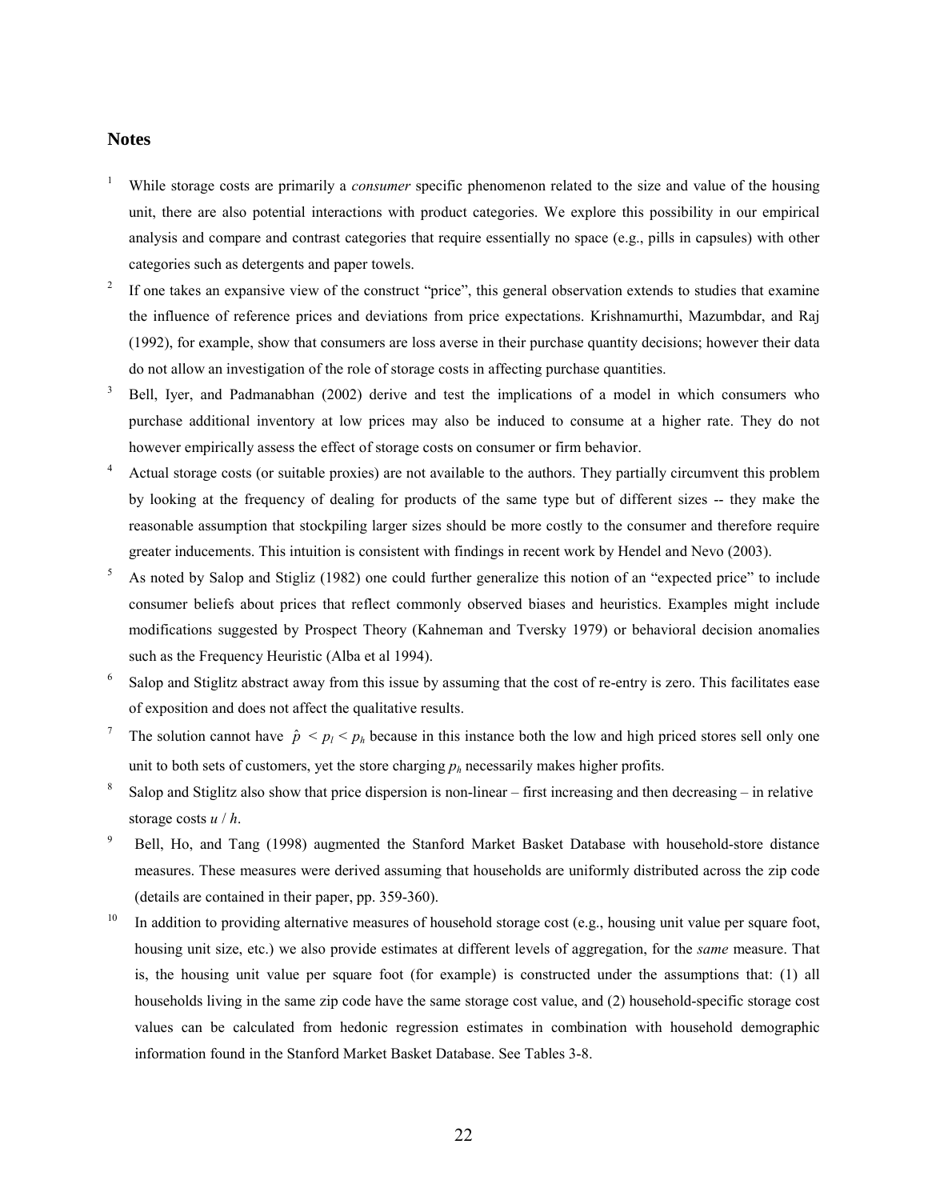## Notes

1. While storage costs are primarily a *consumer* specific phenomenon related to the size and value of the housing unit, there are also potential interactions with product categories. We explore this possibility in our empirical analysis and compare and contrast categories that require essentially no space (e.g., pills in capsules) with other categories such as detergents and paper towels.

2. If one takes an expansive view of the construct "price", this general observation extends to studies that examine the influence of reference prices and deviations from price expectations. Krishnamurthi, Mazumbdar, and Raj (1992), for example, show that consumers are loss averse in their purchase quantity decisions; however their data do not allow an investigation of the role of storage costs in affecting purchase quantities.

3. Bell, Iyer, and Padmanabhan (2002) derive and test the implications of a model in which consumers who purchase additional inventory at low prices may also be induced to consume at a higher rate. They do not however empirically assess the effect of storage costs on consumer or firm behavior.

4. Actual storage costs (or suitable proxies) are not available to the authors. They partially circumvent this problem by looking at the frequency of dealing for products of the same type but of different sizes -- they make the reasonable assumption that stockpiling larger sizes should be more costly to the consumer and therefore require greater inducements. This intuition is consistent with findings in recent work by Hendel and Nevo (2003).

5. As noted by Salop and Stigliz (1982) one could further generalize this notion of an "expected price" to include consumer beliefs about prices that reflect commonly observed biases and heuristics. Examples might include modifications suggested by Prospect Theory (Kahneman and Tversky 1979) or behavioral decision anomalies such as the Frequency Heuristic (Alba et al 1994).

6. Salop and Stiglitz abstract away from this issue by assuming that the cost of re-entry is zero. This facilitates ease of exposition and does not affect the qualitative results.

7. The solution cannot have $\hat{p} < p_l < p_h$ because in this instance both the low and high priced stores sell only one unit to both sets of customers, yet the store charging $p_h$ necessarily makes higher profits.

8. Salop and Stiglitz also show that price dispersion is non-linear – first increasing and then decreasing – in relative storage costs $u / h$.

9. Bell, Ho, and Tang (1998) augmented the Stanford Market Basket Database with household-store distance measures. These measures were derived assuming that households are uniformly distributed across the zip code (details are contained in their paper, pp. 359-360).

10. In addition to providing alternative measures of household storage cost (e.g., housing unit value per square foot, housing unit size, etc.) we also provide estimates at different levels of aggregation, for the *same* measure. That is, the housing unit value per square foot (for example) is constructed under the assumptions that: (1) all households living in the same zip code have the same storage cost value, and (2) household-specific storage cost values can be calculated from hedonic regression estimates in combination with household demographic information found in the Stanford Market Basket Database. See Tables 3-8.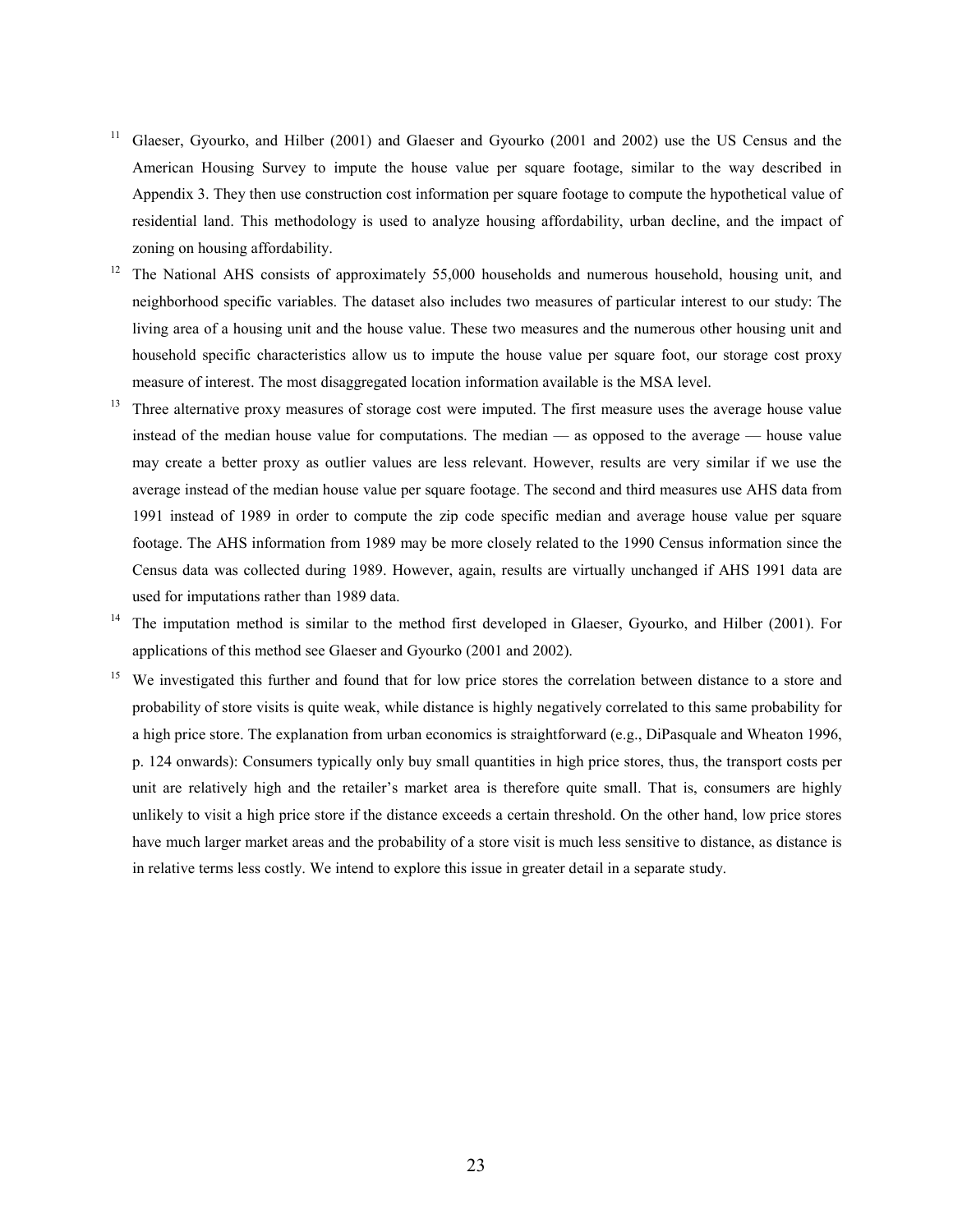[11] Glaeser, Gyourko, and Hilber (2001) and Glaeser and Gyourko (2001 and 2002) use the US Census and the American Housing Survey to impute the house value per square footage, similar to the way described in Appendix 3. They then use construction cost information per square footage to compute the hypothetical value of residential land. This methodology is used to analyze housing affordability, urban decline, and the impact of zoning on housing affordability.

[12] The National AHS consists of approximately 55,000 households and numerous household, housing unit, and neighborhood specific variables. The dataset also includes two measures of particular interest to our study: The living area of a housing unit and the house value. These two measures and the numerous other housing unit and household specific characteristics allow us to impute the house value per square foot, our storage cost proxy measure of interest. The most disaggregated location information available is the MSA level.

[13] Three alternative proxy measures of storage cost were imputed. The first measure uses the average house value instead of the median house value for computations. The median — as opposed to the average — house value may create a better proxy as outlier values are less relevant. However, results are very similar if we use the average instead of the median house value per square footage. The second and third measures use AHS data from 1991 instead of 1989 in order to compute the zip code specific median and average house value per square footage. The AHS information from 1989 may be more closely related to the 1990 Census information since the Census data was collected during 1989. However, again, results are virtually unchanged if AHS 1991 data are used for imputations rather than 1989 data.

[14] The imputation method is similar to the method first developed in Glaeser, Gyourko, and Hilber (2001). For applications of this method see Glaeser and Gyourko (2001 and 2002).

[15] We investigated this further and found that for low price stores the correlation between distance to a store and probability of store visits is quite weak, while distance is highly negatively correlated to this same probability for a high price store. The explanation from urban economics is straightforward (e.g., DiPasquale and Wheaton 1996, p. 124 onwards): Consumers typically only buy small quantities in high price stores, thus, the transport costs per unit are relatively high and the retailer's market area is therefore quite small. That is, consumers are highly unlikely to visit a high price store if the distance exceeds a certain threshold. On the other hand, low price stores have much larger market areas and the probability of a store visit is much less sensitive to distance, as distance is in relative terms less costly. We intend to explore this issue in greater detail in a separate study.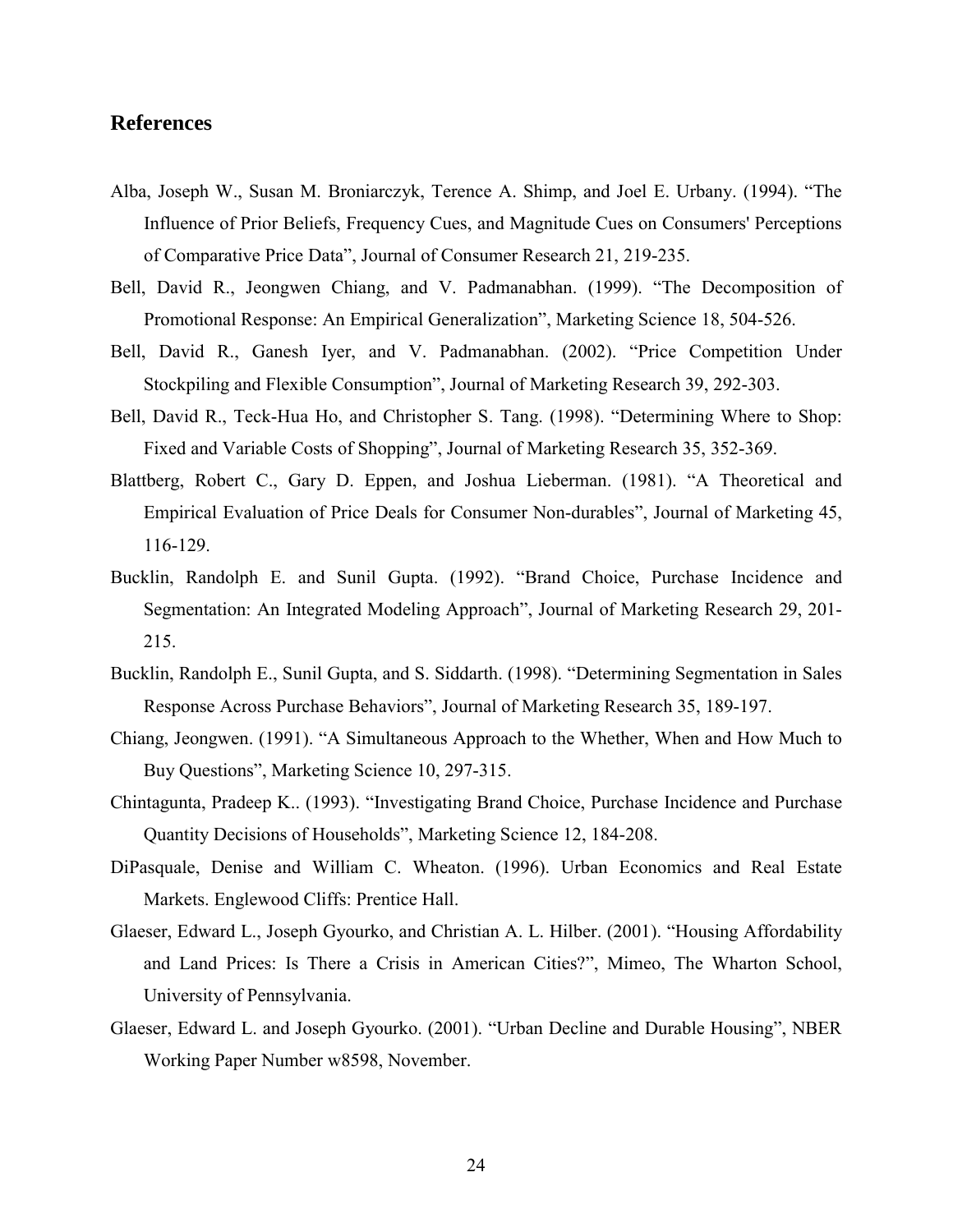## References

Alba, Joseph W., Susan M. Broniarczyk, Terence A. Shimp, and Joel E. Urbany. (1994). "The Influence of Prior Beliefs, Frequency Cues, and Magnitude Cues on Consumers' Perceptions of Comparative Price Data", Journal of Consumer Research 21, 219-235.

Bell, David R., Jeongwen Chiang, and V. Padmanabhan. (1999). "The Decomposition of Promotional Response: An Empirical Generalization", Marketing Science 18, 504-526.

Bell, David R., Ganesh Iyer, and V. Padmanabhan. (2002). "Price Competition Under Stockpiling and Flexible Consumption", Journal of Marketing Research 39, 292-303.

Bell, David R., Teck-Hua Ho, and Christopher S. Tang. (1998). "Determining Where to Shop: Fixed and Variable Costs of Shopping", Journal of Marketing Research 35, 352-369.

Blattberg, Robert C., Gary D. Eppen, and Joshua Lieberman. (1981). "A Theoretical and Empirical Evaluation of Price Deals for Consumer Non-durables", Journal of Marketing 45, 116-129.

Bucklin, Randolph E. and Sunil Gupta. (1992). "Brand Choice, Purchase Incidence and Segmentation: An Integrated Modeling Approach", Journal of Marketing Research 29, 201-215.

Bucklin, Randolph E., Sunil Gupta, and S. Siddarth. (1998). "Determining Segmentation in Sales Response Across Purchase Behaviors", Journal of Marketing Research 35, 189-197.

Chiang, Jeongwen. (1991). "A Simultaneous Approach to the Whether, When and How Much to Buy Questions", Marketing Science 10, 297-315.

Chintagunta, Pradeep K.. (1993). "Investigating Brand Choice, Purchase Incidence and Purchase Quantity Decisions of Households", Marketing Science 12, 184-208.

DiPasquale, Denise and William C. Wheaton. (1996). Urban Economics and Real Estate Markets. Englewood Cliffs: Prentice Hall.

Glaeser, Edward L., Joseph Gyourko, and Christian A. L. Hilber. (2001). "Housing Affordability and Land Prices: Is There a Crisis in American Cities?", Mimeo, The Wharton School, University of Pennsylvania.

Glaeser, Edward L. and Joseph Gyourko. (2001). "Urban Decline and Durable Housing", NBER Working Paper Number w8598, November.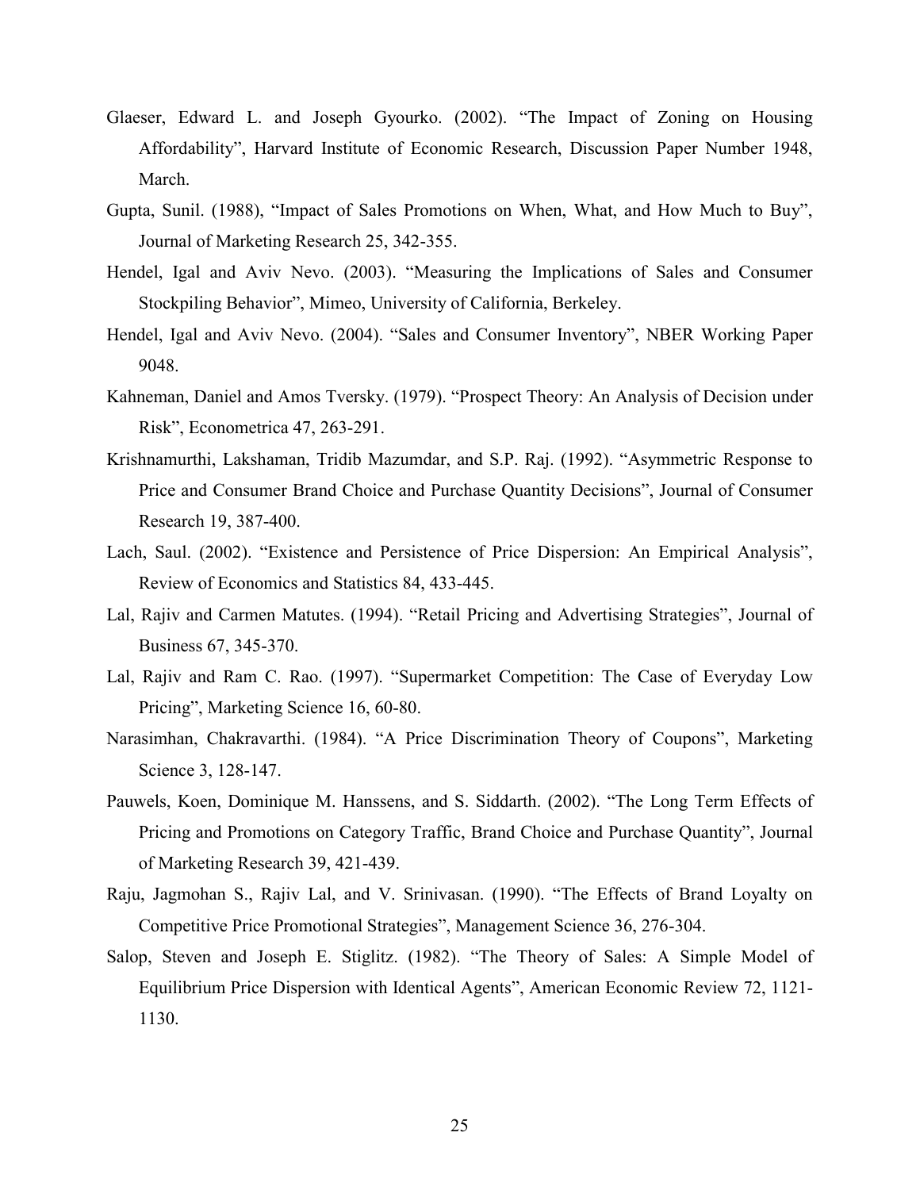Glaeser, Edward L. and Joseph Gyourko. (2002). "The Impact of Zoning on Housing Affordability", Harvard Institute of Economic Research, Discussion Paper Number 1948, March.

Gupta, Sunil. (1988), "Impact of Sales Promotions on When, What, and How Much to Buy", Journal of Marketing Research 25, 342-355.

Hendel, Igal and Aviv Nevo. (2003). "Measuring the Implications of Sales and Consumer Stockpiling Behavior", Mimeo, University of California, Berkeley.

Hendel, Igal and Aviv Nevo. (2004). "Sales and Consumer Inventory", NBER Working Paper 9048.

Kahneman, Daniel and Amos Tversky. (1979). "Prospect Theory: An Analysis of Decision under Risk", Econometrica 47, 263-291.

Krishnamurthi, Lakshaman, Tridib Mazumdar, and S.P. Raj. (1992). "Asymmetric Response to Price and Consumer Brand Choice and Purchase Quantity Decisions", Journal of Consumer Research 19, 387-400.

Lach, Saul. (2002). "Existence and Persistence of Price Dispersion: An Empirical Analysis", Review of Economics and Statistics 84, 433-445.

Lal, Rajiv and Carmen Matutes. (1994). "Retail Pricing and Advertising Strategies", Journal of Business 67, 345-370.

Lal, Rajiv and Ram C. Rao. (1997). "Supermarket Competition: The Case of Everyday Low Pricing", Marketing Science 16, 60-80.

Narasimhan, Chakravarthi. (1984). "A Price Discrimination Theory of Coupons", Marketing Science 3, 128-147.

Pauwels, Koen, Dominique M. Hanssens, and S. Siddarth. (2002). "The Long Term Effects of Pricing and Promotions on Category Traffic, Brand Choice and Purchase Quantity", Journal of Marketing Research 39, 421-439.

Raju, Jagmohan S., Rajiv Lal, and V. Srinivasan. (1990). "The Effects of Brand Loyalty on Competitive Price Promotional Strategies", Management Science 36, 276-304.

Salop, Steven and Joseph E. Stiglitz. (1982). "The Theory of Sales: A Simple Model of Equilibrium Price Dispersion with Identical Agents", American Economic Review 72, 1121-1130.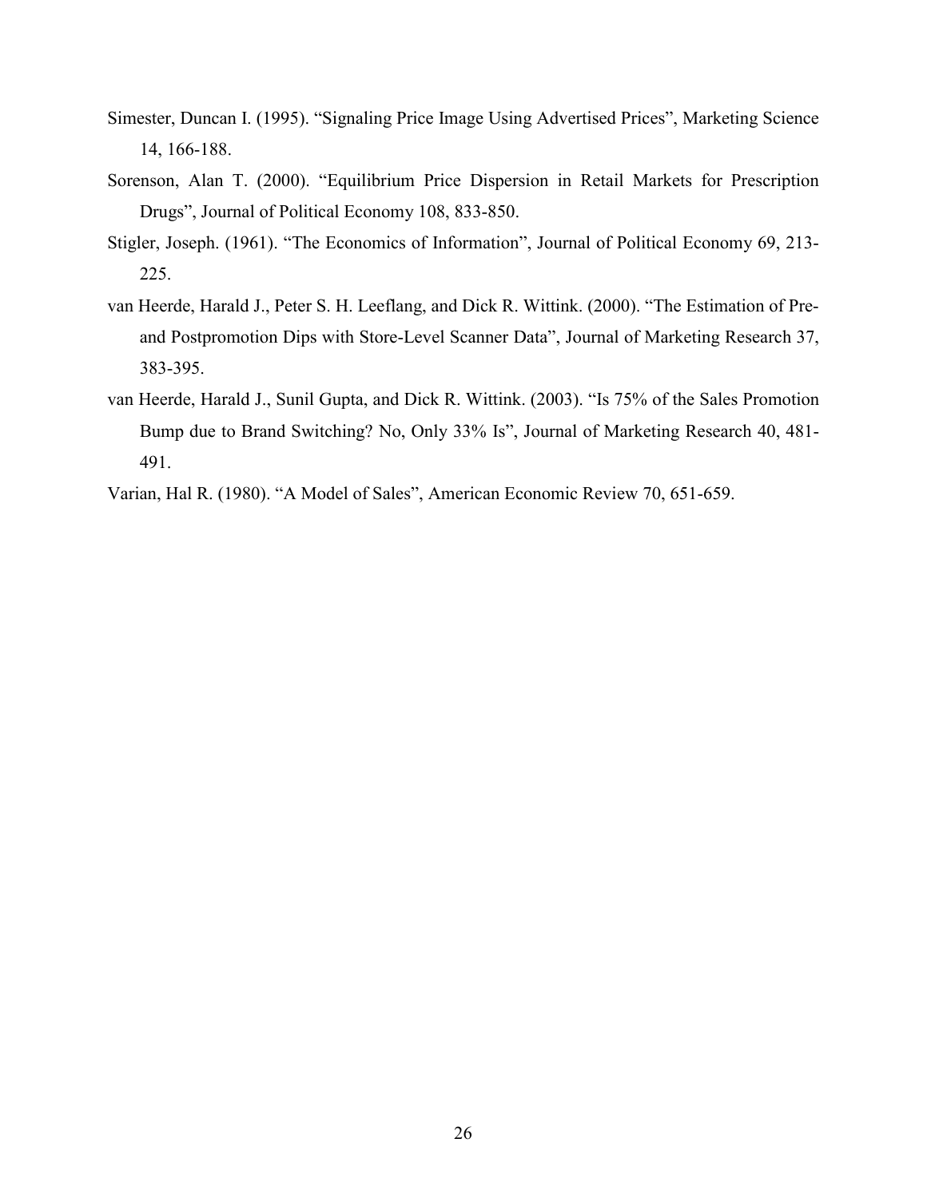Simester, Duncan I. (1995). “Signaling Price Image Using Advertised Prices”, Marketing Science 14, 166-188.

Sorenson, Alan T. (2000). “Equilibrium Price Dispersion in Retail Markets for Prescription Drugs”, Journal of Political Economy 108, 833-850.

Stigler, Joseph. (1961). “The Economics of Information”, Journal of Political Economy 69, 213-225.

van Heerde, Harald J., Peter S. H. Leeflang, and Dick R. Wittink. (2000). “The Estimation of Pre- and Postpromotion Dips with Store-Level Scanner Data”, Journal of Marketing Research 37, 383-395.

van Heerde, Harald J., Sunil Gupta, and Dick R. Wittink. (2003). “Is 75% of the Sales Promotion Bump due to Brand Switching? No, Only 33% Is”, Journal of Marketing Research 40, 481-491.

Varian, Hal R. (1980). “A Model of Sales”, American Economic Review 70, 651-659.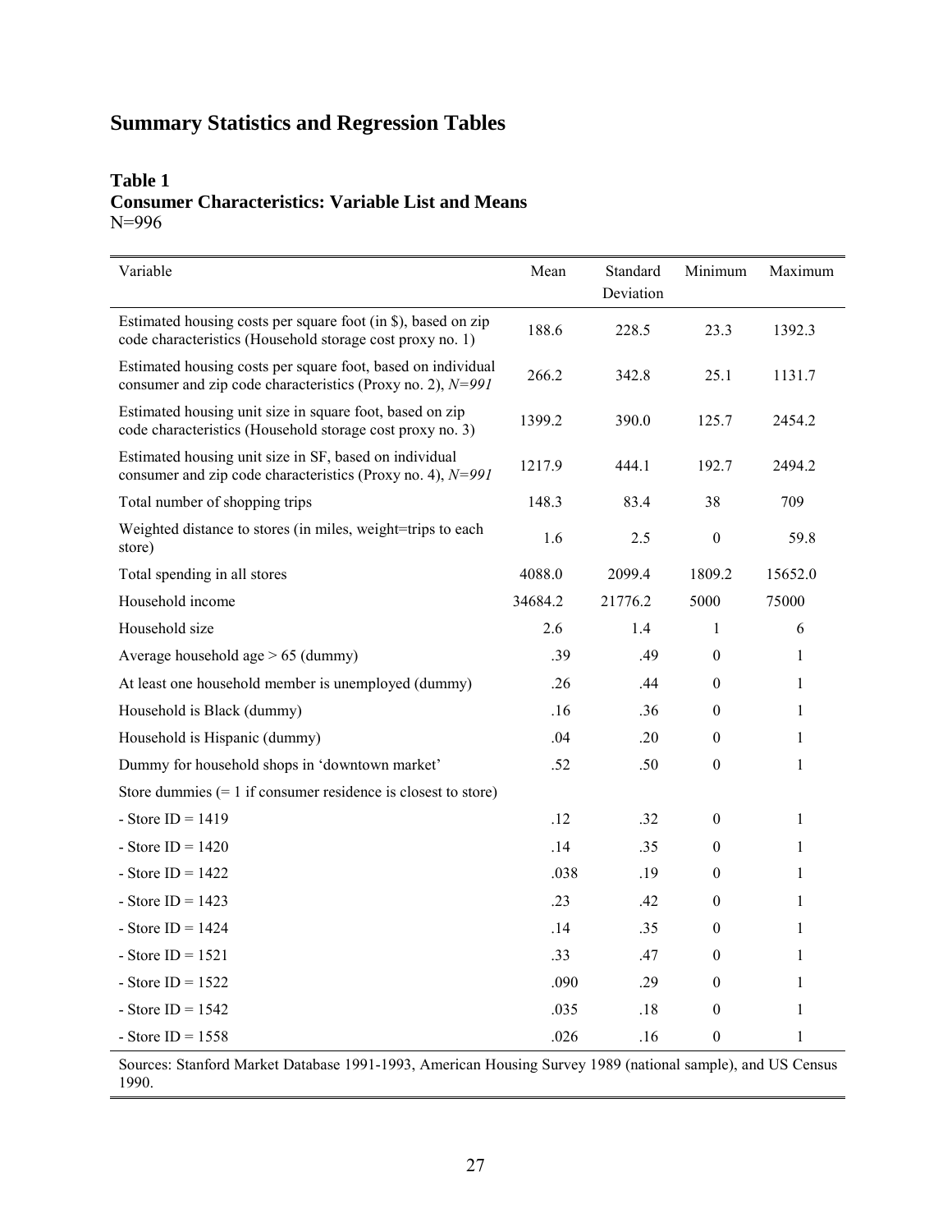# Summary Statistics and Regression Tables

## Table 1
## Consumer Characteristics: Variable List and Means

N=996

| Variable | Mean | Standard Deviation | Minimum | Maximum |
|---|---|---|---|---|
| Estimated housing costs per square foot (in $), based on zip code characteristics (Household storage cost proxy no. 1) | 188.6 | 228.5 | 23.3 | 1392.3 |
| Estimated housing costs per square foot, based on individual consumer and zip code characteristics (Proxy no. 2), *N=991* | 266.2 | 342.8 | 25.1 | 1131.7 |
| Estimated housing unit size in square foot, based on zip code characteristics (Household storage cost proxy no. 3) | 1399.2 | 390.0 | 125.7 | 2454.2 |
| Estimated housing unit size in SF, based on individual consumer and zip code characteristics (Proxy no. 4), *N=991* | 1217.9 | 444.1 | 192.7 | 2494.2 |
| Total number of shopping trips | 148.3 | 83.4 | 38 | 709 |
| Weighted distance to stores (in miles, weight=trips to each store) | 1.6 | 2.5 | 0 | 59.8 |
| Total spending in all stores | 4088.0 | 2099.4 | 1809.2 | 15652.0 |
| Household income | 34684.2 | 21776.2 | 5000 | 75000 |
| Household size | 2.6 | 1.4 | 1 | 6 |
| Average household age > 65 (dummy) | .39 | .49 | 0 | 1 |
| At least one household member is unemployed (dummy) | .26 | .44 | 0 | 1 |
| Household is Black (dummy) | .16 | .36 | 0 | 1 |
| Household is Hispanic (dummy) | .04 | .20 | 0 | 1 |
| Dummy for household shops in 'downtown market' | .52 | .50 | 0 | 1 |
| Store dummies (= 1 if consumer residence is closest to store) | | | | |
| - Store ID = 1419 | .12 | .32 | 0 | 1 |
| - Store ID = 1420 | .14 | .35 | 0 | 1 |
| - Store ID = 1422 | .038 | .19 | 0 | 1 |
| - Store ID = 1423 | .23 | .42 | 0 | 1 |
| - Store ID = 1424 | .14 | .35 | 0 | 1 |
| - Store ID = 1521 | .33 | .47 | 0 | 1 |
| - Store ID = 1522 | .090 | .29 | 0 | 1 |
| - Store ID = 1542 | .035 | .18 | 0 | 1 |
| - Store ID = 1558 | .026 | .16 | 0 | 1 |

Sources: Stanford Market Database 1991-1993, American Housing Survey 1989 (national sample), and US Census 1990.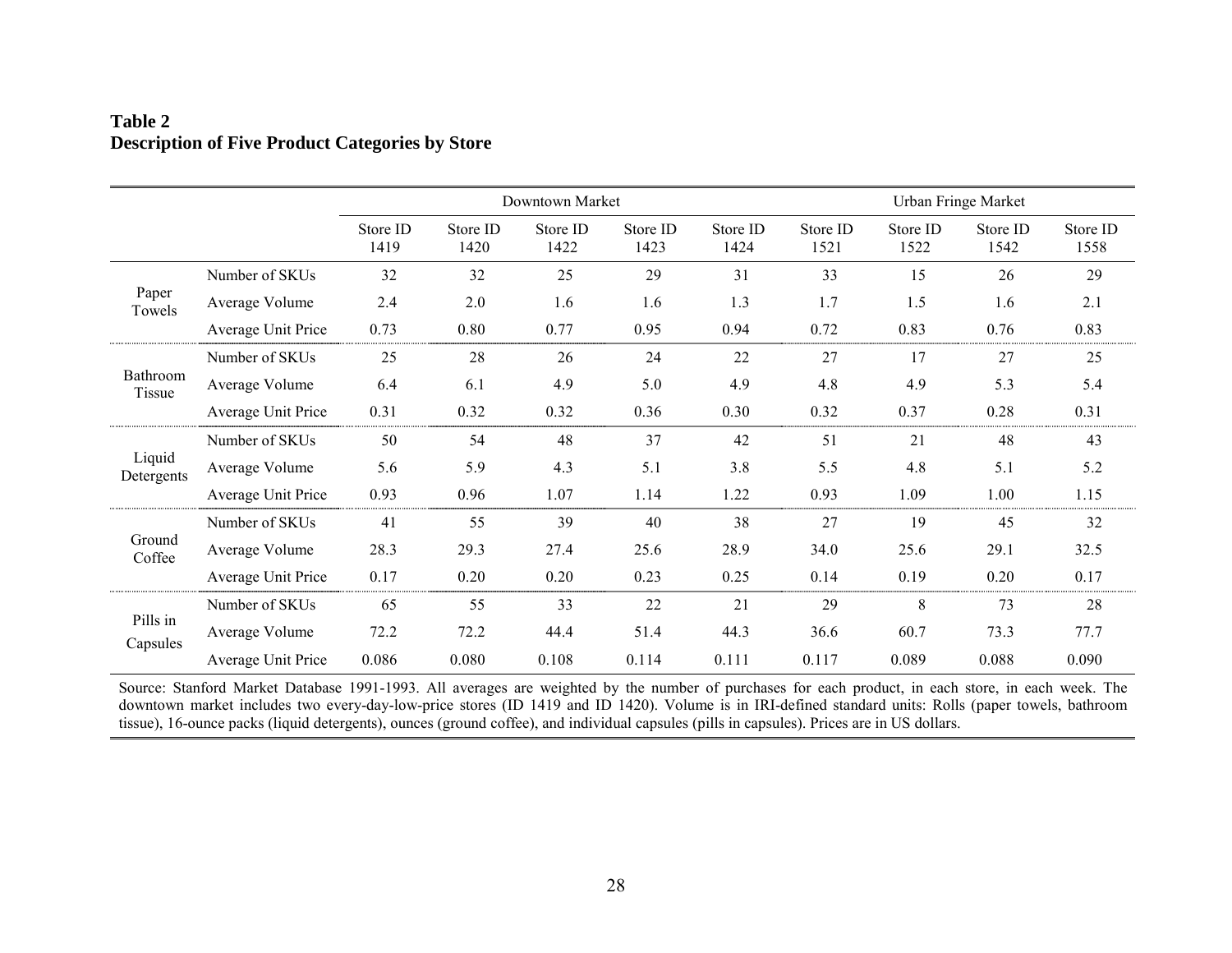**Table 2**
**Description of Five Product Categories by Store**

| | | Downtown Market | | | | | Urban Fringe Market | | | |
|---|---|---|---|---|---|---|---|---|---|---|
| | | Store ID 1419 | Store ID 1420 | Store ID 1422 | Store ID 1423 | Store ID 1424 | Store ID 1521 | Store ID 1522 | Store ID 1542 | Store ID 1558 |
| Paper Towels | Number of SKUs | 32 | 32 | 25 | 29 | 31 | 33 | 15 | 26 | 29 |
| | Average Volume | 2.4 | 2.0 | 1.6 | 1.6 | 1.3 | 1.7 | 1.5 | 1.6 | 2.1 |
| | Average Unit Price | 0.73 | 0.80 | 0.77 | 0.95 | 0.94 | 0.72 | 0.83 | 0.76 | 0.83 |
| Bathroom Tissue | Number of SKUs | 25 | 28 | 26 | 24 | 22 | 27 | 17 | 27 | 25 |
| | Average Volume | 6.4 | 6.1 | 4.9 | 5.0 | 4.9 | 4.8 | 4.9 | 5.3 | 5.4 |
| | Average Unit Price | 0.31 | 0.32 | 0.32 | 0.36 | 0.30 | 0.32 | 0.37 | 0.28 | 0.31 |
| Liquid Detergents | Number of SKUs | 50 | 54 | 48 | 37 | 42 | 51 | 21 | 48 | 43 |
| | Average Volume | 5.6 | 5.9 | 4.3 | 5.1 | 3.8 | 5.5 | 4.8 | 5.1 | 5.2 |
| | Average Unit Price | 0.93 | 0.96 | 1.07 | 1.14 | 1.22 | 0.93 | 1.09 | 1.00 | 1.15 |
| Ground Coffee | Number of SKUs | 41 | 55 | 39 | 40 | 38 | 27 | 19 | 45 | 32 |
| | Average Volume | 28.3 | 29.3 | 27.4 | 25.6 | 28.9 | 34.0 | 25.6 | 29.1 | 32.5 |
| | Average Unit Price | 0.17 | 0.20 | 0.20 | 0.23 | 0.25 | 0.14 | 0.19 | 0.20 | 0.17 |
| Pills in Capsules | Number of SKUs | 65 | 55 | 33 | 22 | 21 | 29 | 8 | 73 | 28 |
| | Average Volume | 72.2 | 72.2 | 44.4 | 51.4 | 44.3 | 36.6 | 60.7 | 73.3 | 77.7 |
| | Average Unit Price | 0.086 | 0.080 | 0.108 | 0.114 | 0.111 | 0.117 | 0.089 | 0.088 | 0.090 |

Source: Stanford Market Database 1991-1993. All averages are weighted by the number of purchases for each product, in each store, in each week. The downtown market includes two every-day-low-price stores (ID 1419 and ID 1420). Volume is in IRI-defined standard units: Rolls (paper towels, bathroom tissue), 16-ounce packs (liquid detergents), ounces (ground coffee), and individual capsules (pills in capsules). Prices are in US dollars.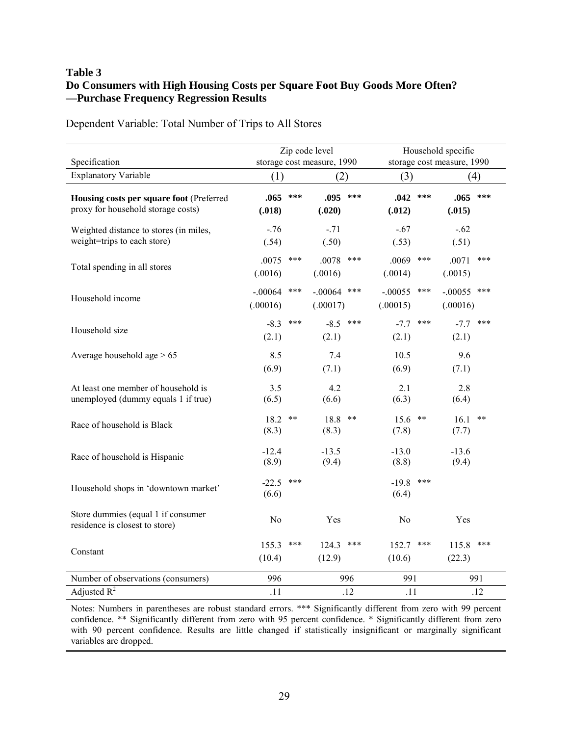**Table 3**
**Do Consumers with High Housing Costs per Square Foot Buy Goods More Often? —Purchase Frequency Regression Results**

Dependent Variable: Total Number of Trips to All Stores

| Specification | Zip code level storage cost measure, 1990 | | Household specific storage cost measure, 1990 | |
|---|---|---|---|---|
| Explanatory Variable | (1) | (2) | (3) | (4) |
| **Housing costs per square foot** (Preferred proxy for household storage costs) | **.065 \*\*\*** **(.018)** | **.095 \*\*\*** **(.020)** | **.042 \*\*\*** **(.012)** | **.065 \*\*\*** **(.015)** |
| Weighted distance to stores (in miles, weight=trips to each store) | -.76 (.54) | -.71 (.50) | -.67 (.53) | -.62 (.51) |
| Total spending in all stores | .0075 \*\*\* (.0016) | .0078 \*\*\* (.0016) | .0069 \*\*\* (.0014) | .0071 \*\*\* (.0015) |
| Household income | -.00064 \*\*\* (.00016) | -.00064 \*\*\* (.00017) | -.00055 \*\*\* (.00015) | -.00055 \*\*\* (.00016) |
| Household size | -8.3 \*\*\* (2.1) | -8.5 \*\*\* (2.1) | -7.7 \*\*\* (2.1) | -7.7 \*\*\* (2.1) |
| Average household age > 65 | 8.5 (6.9) | 7.4 (7.1) | 10.5 (6.9) | 9.6 (7.1) |
| At least one member of household is unemployed (dummy equals 1 if true) | 3.5 (6.5) | 4.2 (6.6) | 2.1 (6.3) | 2.8 (6.4) |
| Race of household is Black | 18.2 \*\* (8.3) | 18.8 \*\* (8.3) | 15.6 \*\* (7.8) | 16.1 \*\* (7.7) |
| Race of household is Hispanic | -12.4 (8.9) | -13.5 (9.4) | -13.0 (8.8) | -13.6 (9.4) |
| Household shops in 'downtown market' | -22.5 \*\*\* (6.6) | | -19.8 \*\*\* (6.4) | |
| Store dummies (equal 1 if consumer residence is closest to store) | No | Yes | No | Yes |
| Constant | 155.3 \*\*\* (10.4) | 124.3 \*\*\* (12.9) | 152.7 \*\*\* (10.6) | 115.8 \*\*\* (22.3) |
| Number of observations (consumers) | 996 | 996 | 991 | 991 |
| Adjusted $R^2$ | .11 | .12 | .11 | .12 |

Notes: Numbers in parentheses are robust standard errors. \*\*\* Significantly different from zero with 99 percent confidence. \*\* Significantly different from zero with 95 percent confidence. \* Significantly different from zero with 90 percent confidence. Results are little changed if statistically insignificant or marginally significant variables are dropped.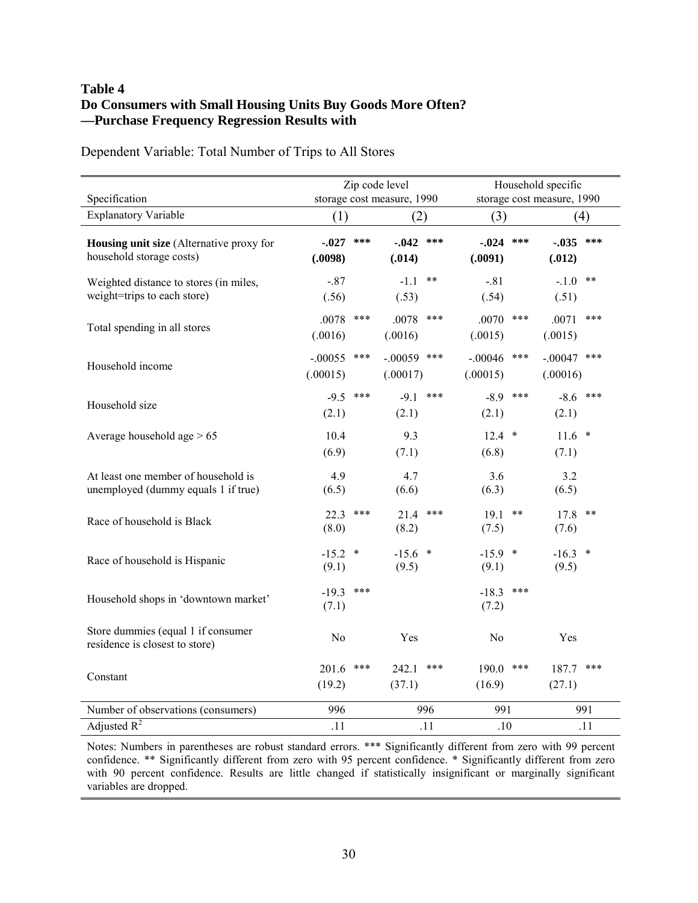**Table 4**
**Do Consumers with Small Housing Units Buy Goods More Often?**
**—Purchase Frequency Regression Results with**

Dependent Variable: Total Number of Trips to All Stores

| Specification | Zip code level storage cost measure, 1990 | | Household specific storage cost measure, 1990 | |
|---|---|---|---|---|
| Explanatory Variable | (1) | (2) | (3) | (4) |
| **Housing unit size** (Alternative proxy for household storage costs) | **-.027** *** **(.0098)** | **-.042** *** **(.014)** | **-.024** *** **(.0091)** | **-.035** *** **(.012)** |
| Weighted distance to stores (in miles, weight=trips to each store) | -.87 (.56) | -1.1 ** (.53) | -.81 (.54) | -.1.0 ** (.51) |
| Total spending in all stores | .0078 *** (.0016) | .0078 *** (.0016) | .0070 *** (.0015) | .0071 *** (.0015) |
| Household income | -.00055 *** (.00015) | -.00059 *** (.00017) | -.00046 *** (.00015) | -.00047 *** (.00016) |
| Household size | -9.5 *** (2.1) | -9.1 *** (2.1) | -8.9 *** (2.1) | -8.6 *** (2.1) |
| Average household age > 65 | 10.4 (6.9) | 9.3 (7.1) | 12.4 * (6.8) | 11.6 * (7.1) |
| At least one member of household is unemployed (dummy equals 1 if true) | 4.9 (6.5) | 4.7 (6.6) | 3.6 (6.3) | 3.2 (6.5) |
| Race of household is Black | 22.3 *** (8.0) | 21.4 *** (8.2) | 19.1 ** (7.5) | 17.8 ** (7.6) |
| Race of household is Hispanic | -15.2 * (9.1) | -15.6 * (9.5) | -15.9 * (9.1) | -16.3 * (9.5) |
| Household shops in 'downtown market' | -19.3 *** (7.1) | | -18.3 *** (7.2) | |
| Store dummies (equal 1 if consumer residence is closest to store) | No | Yes | No | Yes |
| Constant | 201.6 *** (19.2) | 242.1 *** (37.1) | 190.0 *** (16.9) | 187.7 *** (27.1) |
| Number of observations (consumers) | 996 | 996 | 991 | 991 |
| Adjusted $R^2$ | .11 | .11 | .10 | .11 |

Notes: Numbers in parentheses are robust standard errors. *** Significantly different from zero with 99 percent confidence. ** Significantly different from zero with 95 percent confidence. * Significantly different from zero with 90 percent confidence. Results are little changed if statistically insignificant or marginally significant variables are dropped.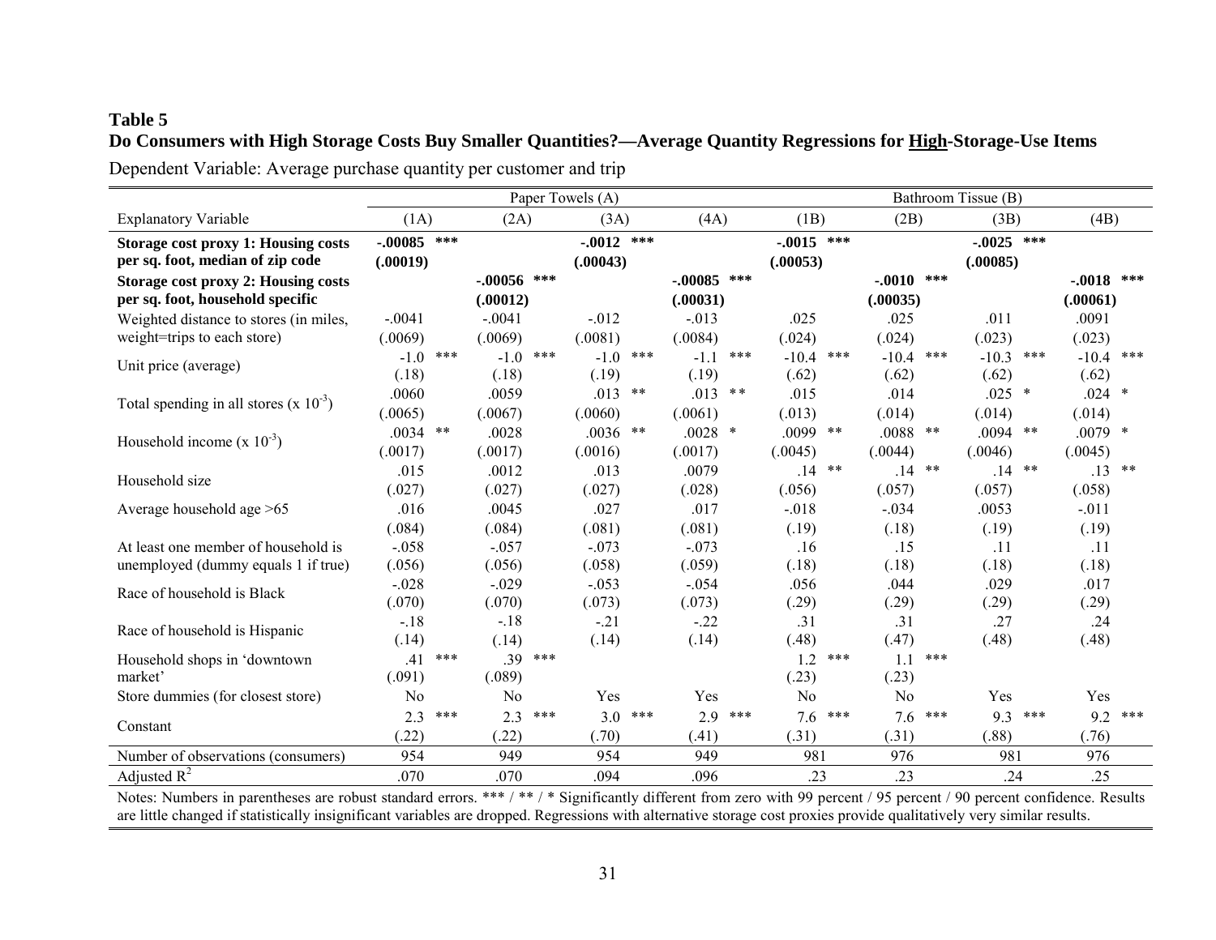**Table 5**
**Do Consumers with High Storage Costs Buy Smaller Quantities?—Average Quantity Regressions for High-Storage-Use Items**

Dependent Variable: Average purchase quantity per customer and trip

| | Paper Towels (A) | | | | Bathroom Tissue (B) | | | |
|---|---|---|---|---|---|---|---|---|
| Explanatory Variable | (1A) | (2A) | (3A) | (4A) | (1B) | (2B) | (3B) | (4B) |
| **Storage cost proxy 1: Housing costs per sq. foot, median of zip code** | **-.00085 \*\*\*** | | **-.0012 \*\*\*** | | **-.0015 \*\*\*** | | **-.0025 \*\*\*** | |
| | **(.00019)** | | **(.00043)** | | **(.00053)** | | **(.00085)** | |
| **Storage cost proxy 2: Housing costs per sq. foot, household specific** | | **-.00056 \*\*\*** | | **-.00085 \*\*\*** | | **-.0010 \*\*\*** | | **-.0018 \*\*\*** |
| | | **(.00012)** | | **(.00031)** | | **(.00035)** | | **(.00061)** |
| Weighted distance to stores (in miles, weight=trips to each store) | -.0041 | -.0041 | -.012 | -.013 | .025 | .025 | .011 | .0091 |
| | (.0069) | (.0069) | (.0081) | (.0084) | (.024) | (.024) | (.023) | (.023) |
| Unit price (average) | -1.0 \*\*\* | -1.0 \*\*\* | -1.0 \*\*\* | -1.1 \*\*\* | -10.4 \*\*\* | -10.4 \*\*\* | -10.3 \*\*\* | -10.4 \*\*\* |
| | (.18) | (.18) | (.19) | (.19) | (.62) | (.62) | (.62) | (.62) |
| Total spending in all stores (x $10^{-3}$) | .0060 | .0059 | .013 \*\* | .013 \*\* | .015 | .014 | .025 \* | .024 \* |
| | (.0065) | (.0067) | (.0060) | (.0061) | (.013) | (.014) | (.014) | (.014) |
| Household income (x $10^{-3}$) | .0034 \*\* | .0028 | .0036 \*\* | .0028 \* | .0099 \*\* | .0088 \*\* | .0094 \*\* | .0079 \* |
| | (.0017) | (.0017) | (.0016) | (.0017) | (.0045) | (.0044) | (.0046) | (.0045) |
| Household size | .015 | .0012 | .013 | .0079 | .14 \*\* | .14 \*\* | .14 \*\* | .13 \*\* |
| | (.027) | (.027) | (.027) | (.028) | (.056) | (.057) | (.057) | (.058) |
| Average household age >65 | .016 | .0045 | .027 | .017 | -.018 | -.034 | .0053 | -.011 |
| | (.084) | (.084) | (.081) | (.081) | (.19) | (.18) | (.19) | (.19) |
| At least one member of household is unemployed (dummy equals 1 if true) | -.058 | -.057 | -.073 | -.073 | .16 | .15 | .11 | .11 |
| | (.056) | (.056) | (.058) | (.059) | (.18) | (.18) | (.18) | (.18) |
| Race of household is Black | -.028 | -.029 | -.053 | -.054 | .056 | .044 | .029 | .017 |
| | (.070) | (.070) | (.073) | (.073) | (.29) | (.29) | (.29) | (.29) |
| Race of household is Hispanic | -.18 | -.18 | -.21 | -.22 | .31 | .31 | .27 | .24 |
| | (.14) | (.14) | (.14) | (.14) | (.48) | (.47) | (.48) | (.48) |
| Household shops in 'downtown market' | .41 \*\*\* | .39 \*\*\* | | | 1.2 \*\*\* | 1.1 \*\*\* | | |
| | (.091) | (.089) | | | (.23) | (.23) | | |
| Store dummies (for closest store) | No | No | Yes | Yes | No | No | Yes | Yes |
| Constant | 2.3 \*\*\* | 2.3 \*\*\* | 3.0 \*\*\* | 2.9 \*\*\* | 7.6 \*\*\* | 7.6 \*\*\* | 9.3 \*\*\* | 9.2 \*\*\* |
| | (.22) | (.22) | (.70) | (.41) | (.31) | (.31) | (.88) | (.76) |
| Number of observations (consumers) | 954 | 949 | 954 | 949 | 981 | 976 | 981 | 976 |
| Adjusted $R^2$ | .070 | .070 | .094 | .096 | .23 | .23 | .24 | .25 |

Notes: Numbers in parentheses are robust standard errors. \*\*\* / \*\* / \* Significantly different from zero with 99 percent / 95 percent / 90 percent confidence. Results are little changed if statistically insignificant variables are dropped. Regressions with alternative storage cost proxies provide qualitatively very similar results.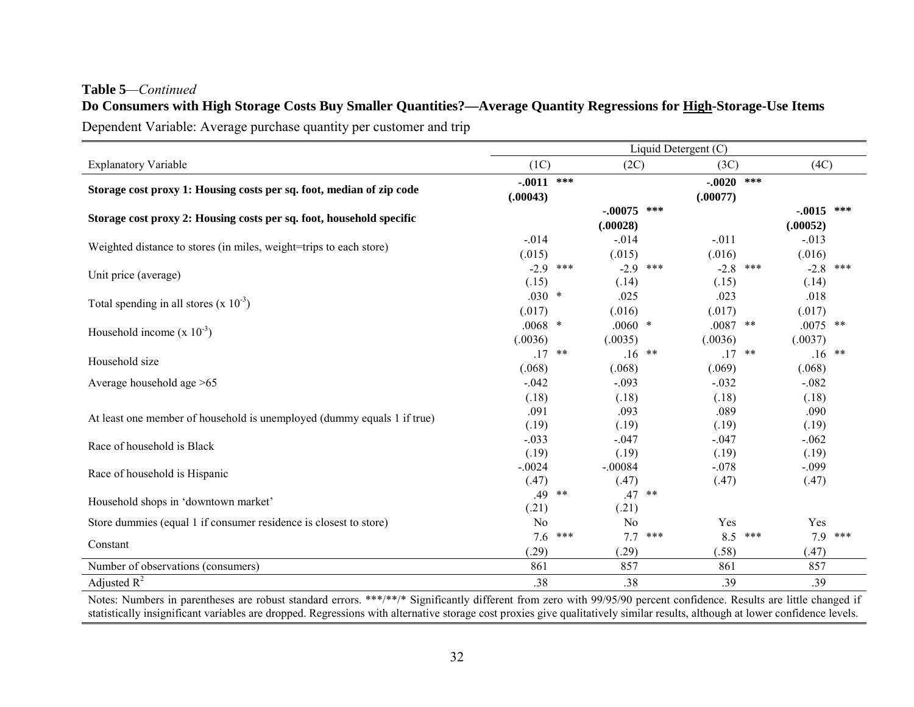**Table 5**—*Continued*

**Do Consumers with High Storage Costs Buy Smaller Quantities?—Average Quantity Regressions for High-Storage-Use Items**

Dependent Variable: Average purchase quantity per customer and trip

| | Liquid Detergent (C) | | | |
|---|---|---|---|---|
| Explanatory Variable | (1C) | (2C) | (3C) | (4C) |
| **Storage cost proxy 1: Housing costs per sq. foot, median of zip code** | **-.0011 \*\*\*** **(.00043)** | | **-.0020 \*\*\*** **(.00077)** | |
| **Storage cost proxy 2: Housing costs per sq. foot, household specific** | | **-.00075 \*\*\*** **(.00028)** | | **-.0015 \*\*\*** **(.00052)** |
| Weighted distance to stores (in miles, weight=trips to each store) | -.014 (.015) | -.014 (.015) | -.011 (.016) | -.013 (.016) |
| Unit price (average) | -2.9 \*\*\* (.15) | -2.9 \*\*\* (.14) | -2.8 \*\*\* (.15) | -2.8 \*\*\* (.14) |
| Total spending in all stores (x $10^{-3}$) | .030 \* (.017) | .025 (.016) | .023 (.017) | .018 (.017) |
| Household income (x $10^{-3}$) | .0068 \* (.0036) | .0060 \* (.0035) | .0087 \*\* (.0036) | .0075 \*\* (.0037) |
| Household size | .17 \*\* (.068) | .16 \*\* (.068) | .17 \*\* (.069) | .16 \*\* (.068) |
| Average household age >65 | -.042 (.18) | -.093 (.18) | -.032 (.18) | -.082 (.18) |
| At least one member of household is unemployed (dummy equals 1 if true) | .091 (.19) | .093 (.19) | .089 (.19) | .090 (.19) |
| Race of household is Black | -.033 (.19) | -.047 (.19) | -.047 (.19) | -.062 (.19) |
| Race of household is Hispanic | -.0024 (.47) | -.00084 (.47) | -.078 (.47) | -.099 (.47) |
| Household shops in 'downtown market' | .49 \*\* (.21) | .47 \*\* (.21) | | |
| Store dummies (equal 1 if consumer residence is closest to store) | No | No | Yes | Yes |
| Constant | 7.6 \*\*\* (.29) | 7.7 \*\*\* (.29) | 8.5 \*\*\* (.58) | 7.9 \*\*\* (.47) |
| Number of observations (consumers) | 861 | 857 | 861 | 857 |
| Adjusted $R^2$ | .38 | .38 | .39 | .39 |

Notes: Numbers in parentheses are robust standard errors. \*\*\*/\*\*/\* Significantly different from zero with 99/95/90 percent confidence. Results are little changed if statistically insignificant variables are dropped. Regressions with alternative storage cost proxies give qualitatively similar results, although at lower confidence levels.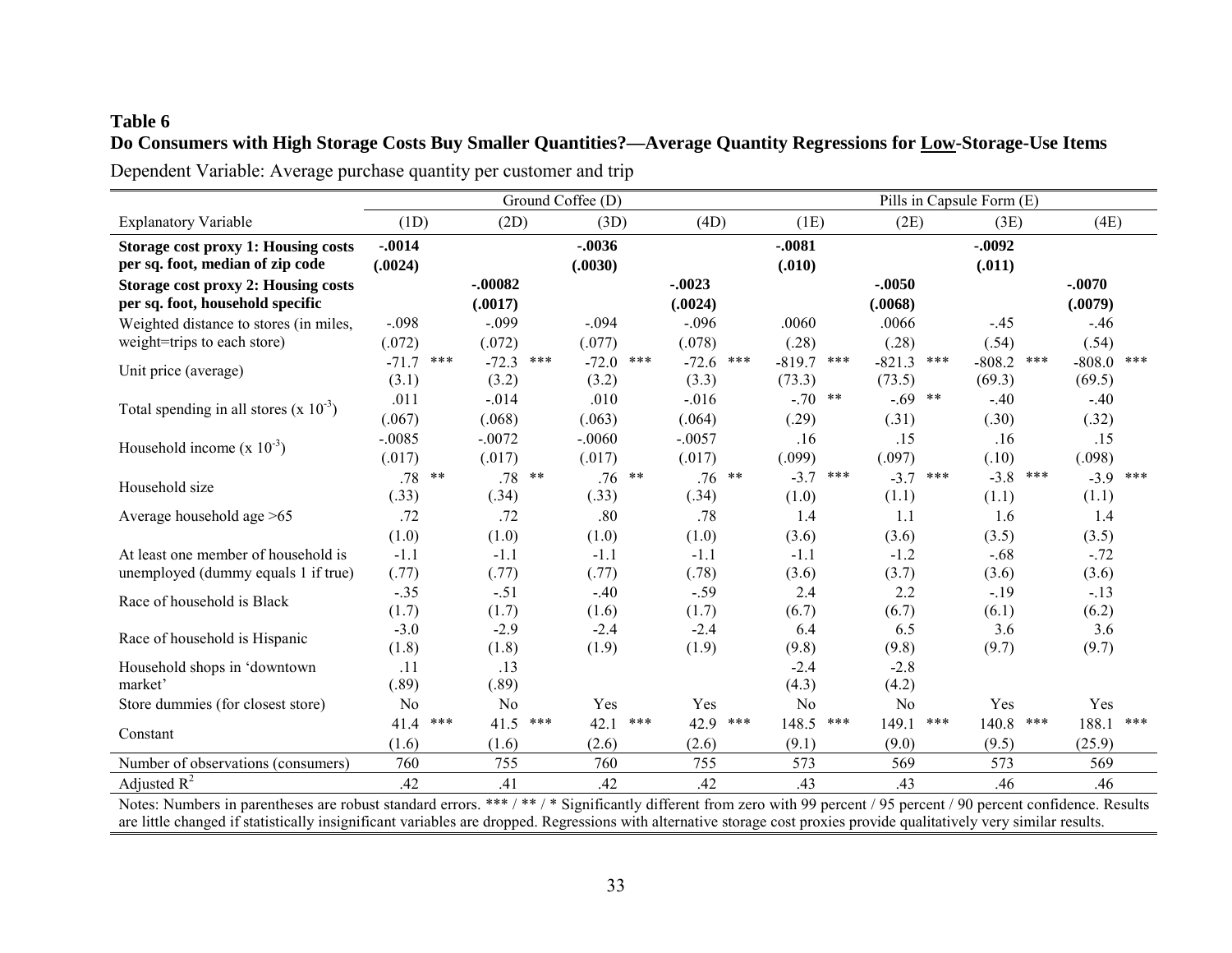**Table 6**

**Do Consumers with High Storage Costs Buy Smaller Quantities?—Average Quantity Regressions for Low-Storage-Use Items**

Dependent Variable: Average purchase quantity per customer and trip

| | Ground Coffee (D) | | | | Pills in Capsule Form (E) | | | |
|---|---|---|---|---|---|---|---|---|
| Explanatory Variable | (1D) | (2D) | (3D) | (4D) | (1E) | (2E) | (3E) | (4E) |
| **Storage cost proxy 1: Housing costs per sq. foot, median of zip code** | **-.0014** | | **-.0036** | | **-.0081** | | **-.0092** | |
| | **(.0024)** | | **(.0030)** | | **(.010)** | | **(.011)** | |
| **Storage cost proxy 2: Housing costs per sq. foot, household specific** | | **-.00082** | | **-.0023** | | **-.0050** | | **-.0070** |
| | | **(.0017)** | | **(.0024)** | | **(.0068)** | | **(.0079)** |
| Weighted distance to stores (in miles, weight=trips to each store) | -.098 | -.099 | -.094 | -.096 | .0060 | .0066 | -.45 | -.46 |
| | (.072) | (.072) | (.077) | (.078) | (.28) | (.28) | (.54) | (.54) |
| Unit price (average) | -71.7 *** | -72.3 *** | -72.0 *** | -72.6 *** | -819.7 *** | -821.3 *** | -808.2 *** | -808.0 *** |
| | (3.1) | (3.2) | (3.2) | (3.3) | (73.3) | (73.5) | (69.3) | (69.5) |
| Total spending in all stores (x $10^{-3}$) | .011 | -.014 | .010 | -.016 | -.70 ** | -.69 ** | -.40 | -.40 |
| | (.067) | (.068) | (.063) | (.064) | (.29) | (.31) | (.30) | (.32) |
| Household income (x $10^{-3}$) | -.0085 | -.0072 | -.0060 | -.0057 | .16 | .15 | .16 | .15 |
| | (.017) | (.017) | (.017) | (.017) | (.099) | (.097) | (.10) | (.098) |
| Household size | .78 ** | .78 ** | .76 ** | .76 ** | -3.7 *** | -3.7 *** | -3.8 *** | -3.9 *** |
| | (.33) | (.34) | (.33) | (.34) | (1.0) | (1.1) | (1.1) | (1.1) |
| Average household age >65 | .72 | .72 | .80 | .78 | 1.4 | 1.1 | 1.6 | 1.4 |
| | (1.0) | (1.0) | (1.0) | (1.0) | (3.6) | (3.6) | (3.5) | (3.5) |
| At least one member of household is unemployed (dummy equals 1 if true) | -1.1 | -1.1 | -1.1 | -1.1 | -1.1 | -1.2 | -.68 | -.72 |
| | (.77) | (.77) | (.77) | (.78) | (3.6) | (3.7) | (3.6) | (3.6) |
| Race of household is Black | -.35 | -.51 | -.40 | -.59 | 2.4 | 2.2 | -.19 | -.13 |
| | (1.7) | (1.7) | (1.6) | (1.7) | (6.7) | (6.7) | (6.1) | (6.2) |
| Race of household is Hispanic | -3.0 | -2.9 | -2.4 | -2.4 | 6.4 | 6.5 | 3.6 | 3.6 |
| | (1.8) | (1.8) | (1.9) | (1.9) | (9.8) | (9.8) | (9.7) | (9.7) |
| Household shops in 'downtown market' | .11 | .13 | | | -2.4 | -2.8 | | |
| | (.89) | (.89) | | | (4.3) | (4.2) | | |
| Store dummies (for closest store) | No | No | Yes | Yes | No | No | Yes | Yes |
| Constant | 41.4 *** | 41.5 *** | 42.1 *** | 42.9 *** | 148.5 *** | 149.1 *** | 140.8 *** | 188.1 *** |
| | (1.6) | (1.6) | (2.6) | (2.6) | (9.1) | (9.0) | (9.5) | (25.9) |
| Number of observations (consumers) | 760 | 755 | 760 | 755 | 573 | 569 | 573 | 569 |
| Adjusted $R^2$ | .42 | .41 | .42 | .42 | .43 | .43 | .46 | .46 |

Notes: Numbers in parentheses are robust standard errors. *** / ** / * Significantly different from zero with 99 percent / 95 percent / 90 percent confidence. Results are little changed if statistically insignificant variables are dropped. Regressions with alternative storage cost proxies provide qualitatively very similar results.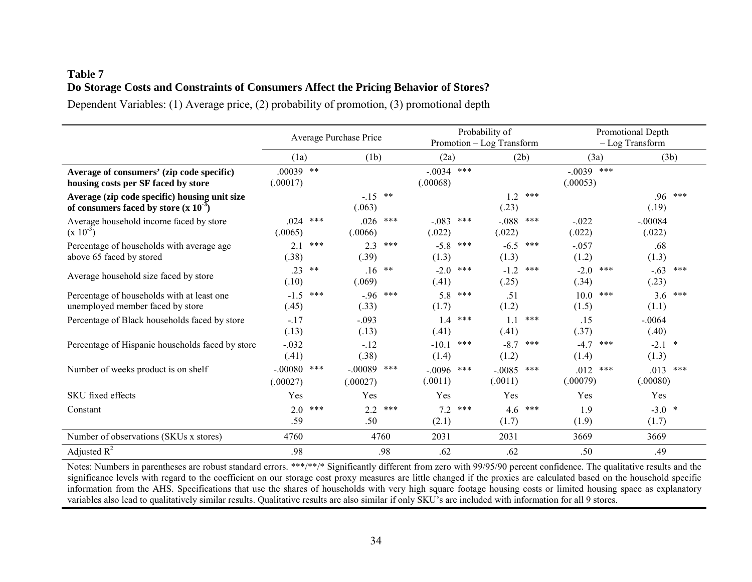**Table 7**
**Do Storage Costs and Constraints of Consumers Affect the Pricing Behavior of Stores?**

Dependent Variables: (1) Average price, (2) probability of promotion, (3) promotional depth

| | Average Purchase Price | | Probability of Promotion – Log Transform | | Promotional Depth – Log Transform | |
|---|---|---|---|---|---|---|
| | (1a) | (1b) | (2a) | (2b) | (3a) | (3b) |
| **Average of consumers' (zip code specific) housing costs per SF faced by store** | .00039 ** (.00017) | | -.0034 *** (.00068) | | -.0039 *** (.00053) | |
| **Average (zip code specific) housing unit size of consumers faced by store (x $10^{-3}$)** | | -.15 ** (.063) | | 1.2 *** (.23) | | .96 *** (.19) |
| Average household income faced by store (x $10^{-3}$) | .024 *** (.0065) | .026 *** (.0066) | -.083 *** (.022) | -.088 *** (.022) | -.022 (.022) | -.00084 (.022) |
| Percentage of households with average age above 65 faced by stored | 2.1 *** (.38) | 2.3 *** (.39) | -5.8 *** (1.3) | -6.5 *** (1.3) | -.057 (1.2) | .68 (1.3) |
| Average household size faced by store | .23 ** (.10) | .16 ** (.069) | -2.0 *** (.41) | -1.2 *** (.25) | -2.0 *** (.34) | -.63 *** (.23) |
| Percentage of households with at least one unemployed member faced by store | -1.5 *** (.45) | -.96 *** (.33) | 5.8 *** (1.7) | .51 (1.2) | 10.0 *** (1.5) | 3.6 *** (1.1) |
| Percentage of Black households faced by store | -.17 (.13) | -.093 (.13) | 1.4 *** (.41) | 1.1 *** (.41) | .15 (.37) | -.0064 (.40) |
| Percentage of Hispanic households faced by store | -.032 (.41) | -.12 (.38) | -10.1 *** (1.4) | -8.7 *** (1.2) | -4.7 *** (1.4) | -2.1 * (1.3) |
| Number of weeks product is on shelf | -.00080 *** (.00027) | -.00089 *** (.00027) | -.0096 *** (.0011) | -.0085 *** (.0011) | .012 *** (.00079) | .013 *** (.00080) |
| SKU fixed effects | Yes | Yes | Yes | Yes | Yes | Yes |
| Constant | 2.0 *** .59 | 2.2 *** .50 | 7.2 *** (2.1) | 4.6 *** (1.7) | 1.9 (1.9) | -3.0 * (1.7) |
| Number of observations (SKUs x stores) | 4760 | 4760 | 2031 | 2031 | 3669 | 3669 |
| Adjusted $R^2$ | .98 | .98 | .62 | .62 | .50 | .49 |

Notes: Numbers in parentheses are robust standard errors. ***/**/* Significantly different from zero with 99/95/90 percent confidence. The qualitative results and the significance levels with regard to the coefficient on our storage cost proxy measures are little changed if the proxies are calculated based on the household specific information from the AHS. Specifications that use the shares of households with very high square footage housing costs or limited housing space as explanatory variables also lead to qualitatively similar results. Qualitative results are also similar if only SKU's are included with information for all 9 stores.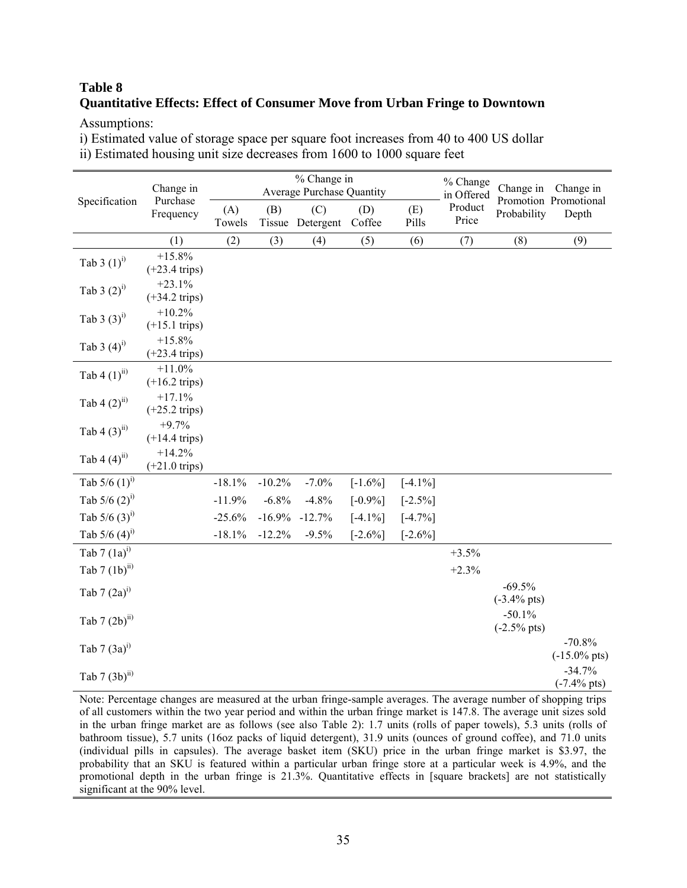## Table 8
**Quantitative Effects: Effect of Consumer Move from Urban Fringe to Downtown**

Assumptions:

i) Estimated value of storage space per square foot increases from 40 to 400 US dollar

ii) Estimated housing unit size decreases from 1600 to 1000 square feet

| Specification | Change in Purchase Frequency | % Change in Average Purchase Quantity | | | | | % Change in Offered Product Price | Change in Promotion Probability | Change in Promotional Depth |
|---|---|---|---|---|---|---|---|---|---|
| | | (A) Towels | (B) Tissue | (C) Detergent | (D) Coffee | (E) Pills | | | |
| | (1) | (2) | (3) | (4) | (5) | (6) | (7) | (8) | (9) |
| Tab 3 (1)[i)] | +15.8% (+23.4 trips) | | | | | | | | |
| Tab 3 (2)[i)] | +23.1% (+34.2 trips) | | | | | | | | |
| Tab 3 (3)[i)] | +10.2% (+15.1 trips) | | | | | | | | |
| Tab 3 (4)[i)] | +15.8% (+23.4 trips) | | | | | | | | |
| Tab 4 (1)[ii)] | +11.0% (+16.2 trips) | | | | | | | | |
| Tab 4 (2)[ii)] | +17.1% (+25.2 trips) | | | | | | | | |
| Tab 4 (3)[ii)] | +9.7% (+14.4 trips) | | | | | | | | |
| Tab 4 (4)[ii)] | +14.2% (+21.0 trips) | | | | | | | | |
| Tab 5/6 (1)[i)] | | -18.1% | -10.2% | -7.0% | [-1.6%] | [-4.1%] | | | |
| Tab 5/6 (2)[i)] | | -11.9% | -6.8% | -4.8% | [-0.9%] | [-2.5%] | | | |
| Tab 5/6 (3)[i)] | | -25.6% | -16.9% | -12.7% | [-4.1%] | [-4.7%] | | | |
| Tab 5/6 (4)[i)] | | -18.1% | -12.2% | -9.5% | [-2.6%] | [-2.6%] | | | |
| Tab 7 (1a)[i)] | | | | | | | +3.5% | | |
| Tab 7 (1b)[ii)] | | | | | | | +2.3% | | |
| Tab 7 (2a)[i)] | | | | | | | | -69.5% (-3.4% pts) | |
| Tab 7 (2b)[ii)] | | | | | | | | -50.1% (-2.5% pts) | |
| Tab 7 (3a)[i)] | | | | | | | | | -70.8% (-15.0% pts) |
| Tab 7 (3b)[ii)] | | | | | | | | | -34.7% (-7.4% pts) |

Note: Percentage changes are measured at the urban fringe-sample averages. The average number of shopping trips of all customers within the two year period and within the urban fringe market is 147.8. The average unit sizes sold in the urban fringe market are as follows (see also Table 2): 1.7 units (rolls of paper towels), 5.3 units (rolls of bathroom tissue), 5.7 units (16oz packs of liquid detergent), 31.9 units (ounces of ground coffee), and 71.0 units (individual pills in capsules). The average basket item (SKU) price in the urban fringe market is $3.97, the probability that an SKU is featured within a particular urban fringe store at a particular week is 4.9%, and the promotional depth in the urban fringe is 21.3%. Quantitative effects in [square brackets] are not statistically significant at the 90% level.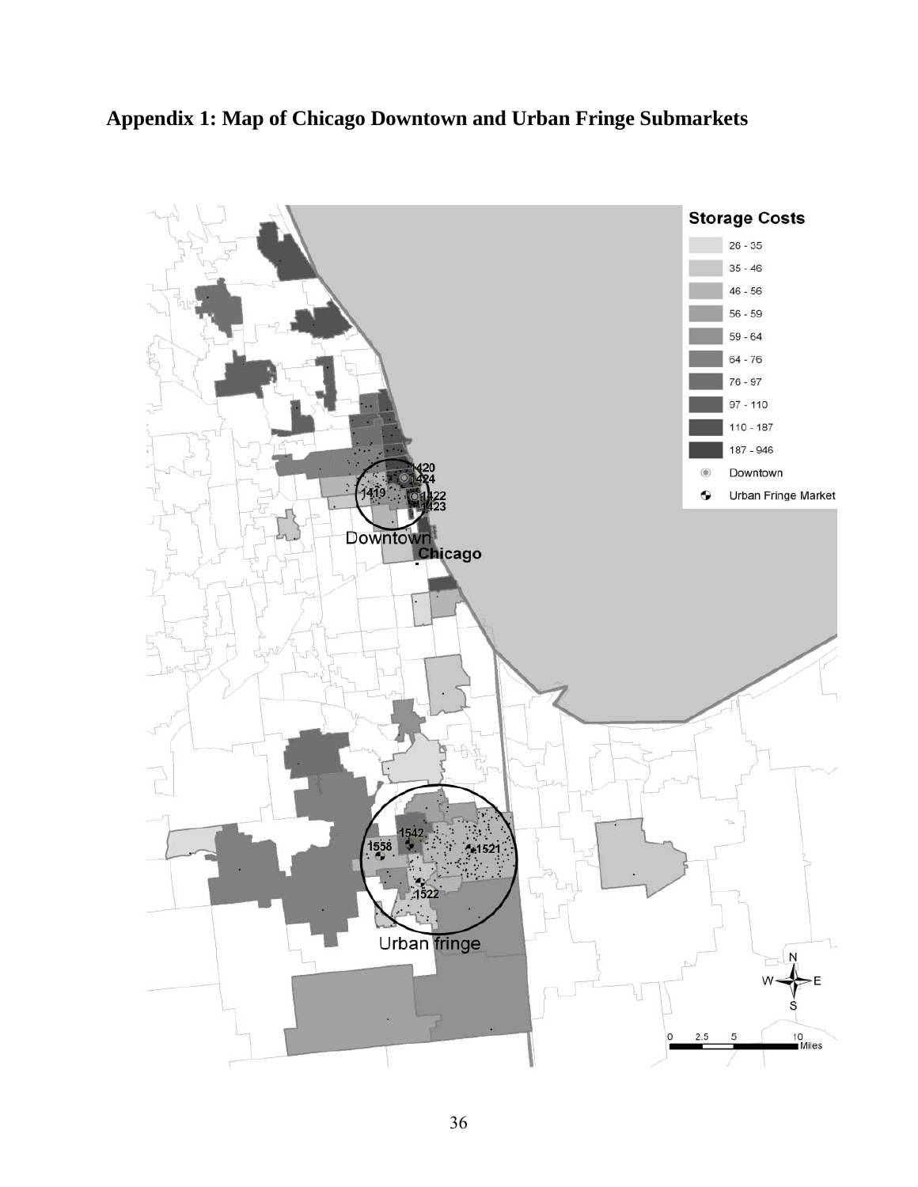# Appendix 1: Map of Chicago Downtown and Urban Fringe Submarkets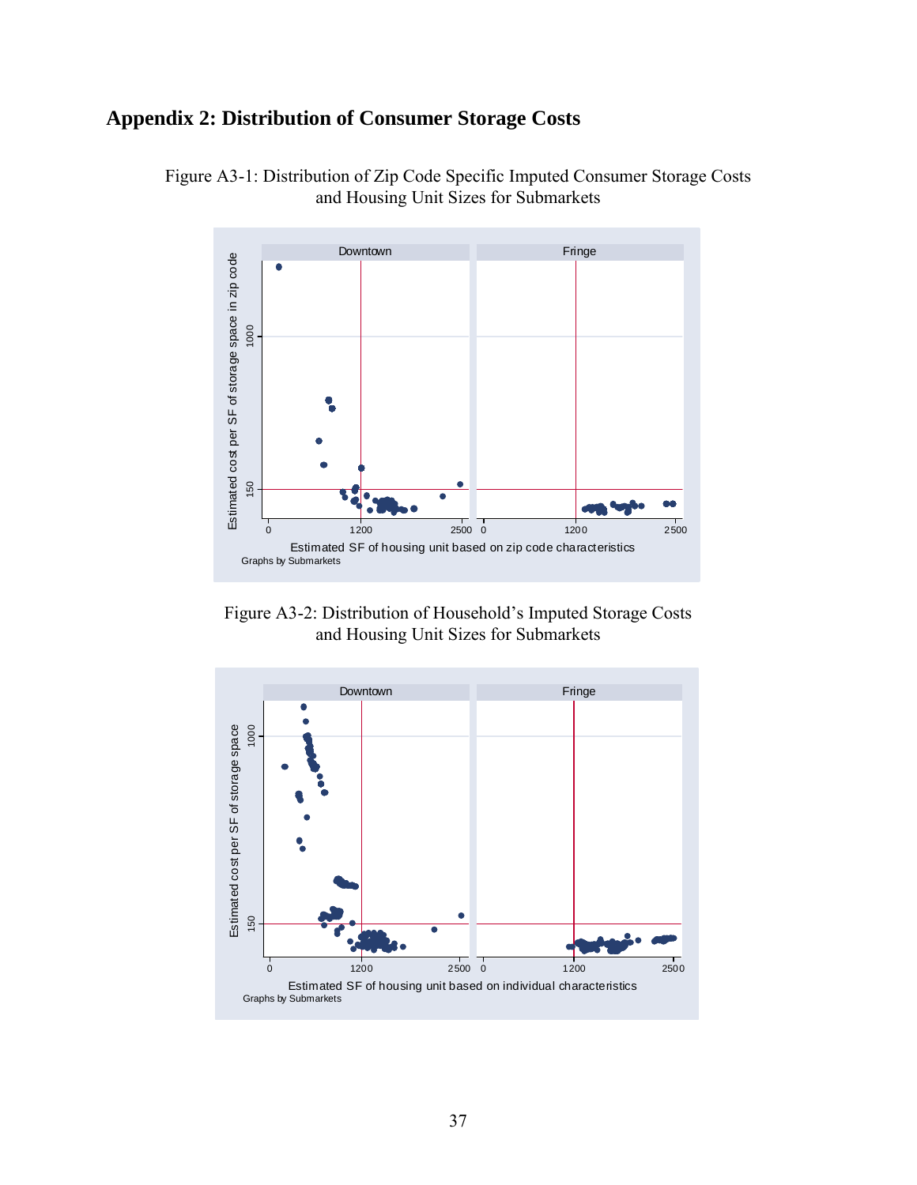## Appendix 2: Distribution of Consumer Storage Costs

Figure A3-1: Distribution of Zip Code Specific Imputed Consumer Storage Costs and Housing Unit Sizes for Submarkets

Figure A3-2: Distribution of Household's Imputed Storage Costs and Housing Unit Sizes for Submarkets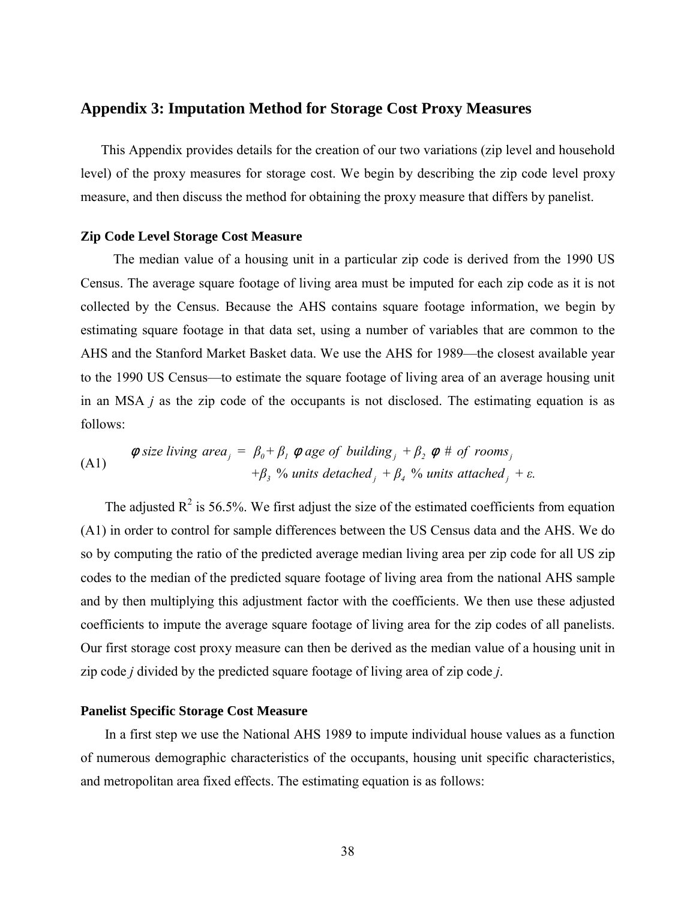## Appendix 3: Imputation Method for Storage Cost Proxy Measures

This Appendix provides details for the creation of our two variations (zip level and household level) of the proxy measures for storage cost. We begin by describing the zip code level proxy measure, and then discuss the method for obtaining the proxy measure that differs by panelist.

### Zip Code Level Storage Cost Measure

The median value of a housing unit in a particular zip code is derived from the 1990 US Census. The average square footage of living area must be imputed for each zip code as it is not collected by the Census. Because the AHS contains square footage information, we begin by estimating square footage in that data set, using a number of variables that are common to the AHS and the Stanford Market Basket data. We use the AHS for 1989—the closest available year to the 1990 US Census—to estimate the square footage of living area of an average housing unit in an MSA *j* as the zip code of the occupants is not disclosed. The estimating equation is as follows:

$$\text{(A1)} \quad \begin{aligned} \phi\, size\ living\ area_j = {} & \beta_0 + \beta_1\, \phi\, age\ of\ building_j + \beta_2\, \phi\ \#\ of\ rooms_j \\ & + \beta_3\ \%\ units\ detached_j + \beta_4\ \%\ units\ attached_j + \varepsilon. \end{aligned}$$

The adjusted $R^2$ is 56.5%. We first adjust the size of the estimated coefficients from equation (A1) in order to control for sample differences between the US Census data and the AHS. We do so by computing the ratio of the predicted average median living area per zip code for all US zip codes to the median of the predicted square footage of living area from the national AHS sample and by then multiplying this adjustment factor with the coefficients. We then use these adjusted coefficients to impute the average square footage of living area for the zip codes of all panelists. Our first storage cost proxy measure can then be derived as the median value of a housing unit in zip code *j* divided by the predicted square footage of living area of zip code *j*.

### Panelist Specific Storage Cost Measure

In a first step we use the National AHS 1989 to impute individual house values as a function of numerous demographic characteristics of the occupants, housing unit specific characteristics, and metropolitan area fixed effects. The estimating equation is as follows: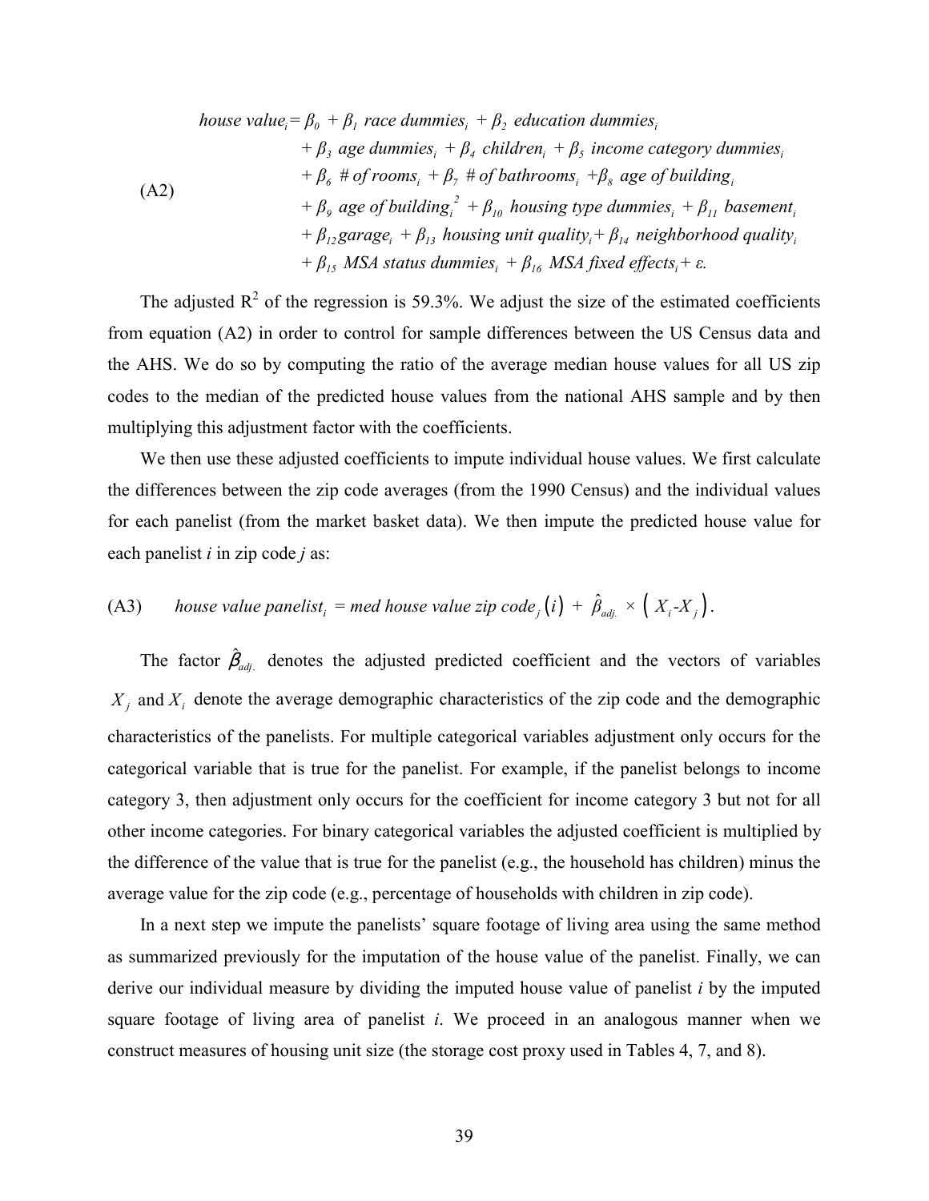$$
\text{(A2)} \quad \begin{aligned} \textit{house value}_i = \; & \beta_0 + \beta_1 \; \textit{race dummies}_i + \beta_2 \; \textit{education dummies}_i \\ & + \beta_3 \; \textit{age dummies}_i + \beta_4 \; \textit{children}_i + \beta_5 \; \textit{income category dummies}_i \\ & + \beta_6 \; \textit{\# of rooms}_i + \beta_7 \; \textit{\# of bathrooms}_i + \beta_8 \; \textit{age of building}_i \\ & + \beta_9 \; \textit{age of building}_i^2 + \beta_{10} \; \textit{housing type dummies}_i + \beta_{11} \; \textit{basement}_i \\ & + \beta_{12} \textit{garage}_i + \beta_{13} \; \textit{housing unit quality}_i + \beta_{14} \; \textit{neighborhood quality}_i \\ & + \beta_{15} \; \textit{MSA status dummies}_i + \beta_{16} \; \textit{MSA fixed effects}_i + \varepsilon. \end{aligned}
$$

The adjusted $R^2$ of the regression is 59.3%. We adjust the size of the estimated coefficients from equation (A2) in order to control for sample differences between the US Census data and the AHS. We do so by computing the ratio of the average median house values for all US zip codes to the median of the predicted house values from the national AHS sample and by then multiplying this adjustment factor with the coefficients.

We then use these adjusted coefficients to impute individual house values. We first calculate the differences between the zip code averages (from the 1990 Census) and the individual values for each panelist (from the market basket data). We then impute the predicted house value for each panelist *i* in zip code *j* as:

$$
\text{(A3)} \qquad \textit{house value panelist}_i = \textit{med house value zip code}_j \left( i \right) + \hat{\beta}_{adj.} \times \left( X_i - X_j \right).
$$

The factor $\hat{\beta}_{adj.}$ denotes the adjusted predicted coefficient and the vectors of variables $X_j$ and $X_i$ denote the average demographic characteristics of the zip code and the demographic characteristics of the panelists. For multiple categorical variables adjustment only occurs for the categorical variable that is true for the panelist. For example, if the panelist belongs to income category 3, then adjustment only occurs for the coefficient for income category 3 but not for all other income categories. For binary categorical variables the adjusted coefficient is multiplied by the difference of the value that is true for the panelist (e.g., the household has children) minus the average value for the zip code (e.g., percentage of households with children in zip code).

In a next step we impute the panelists' square footage of living area using the same method as summarized previously for the imputation of the house value of the panelist. Finally, we can derive our individual measure by dividing the imputed house value of panelist *i* by the imputed square footage of living area of panelist *i*. We proceed in an analogous manner when we construct measures of housing unit size (the storage cost proxy used in Tables 4, 7, and 8).